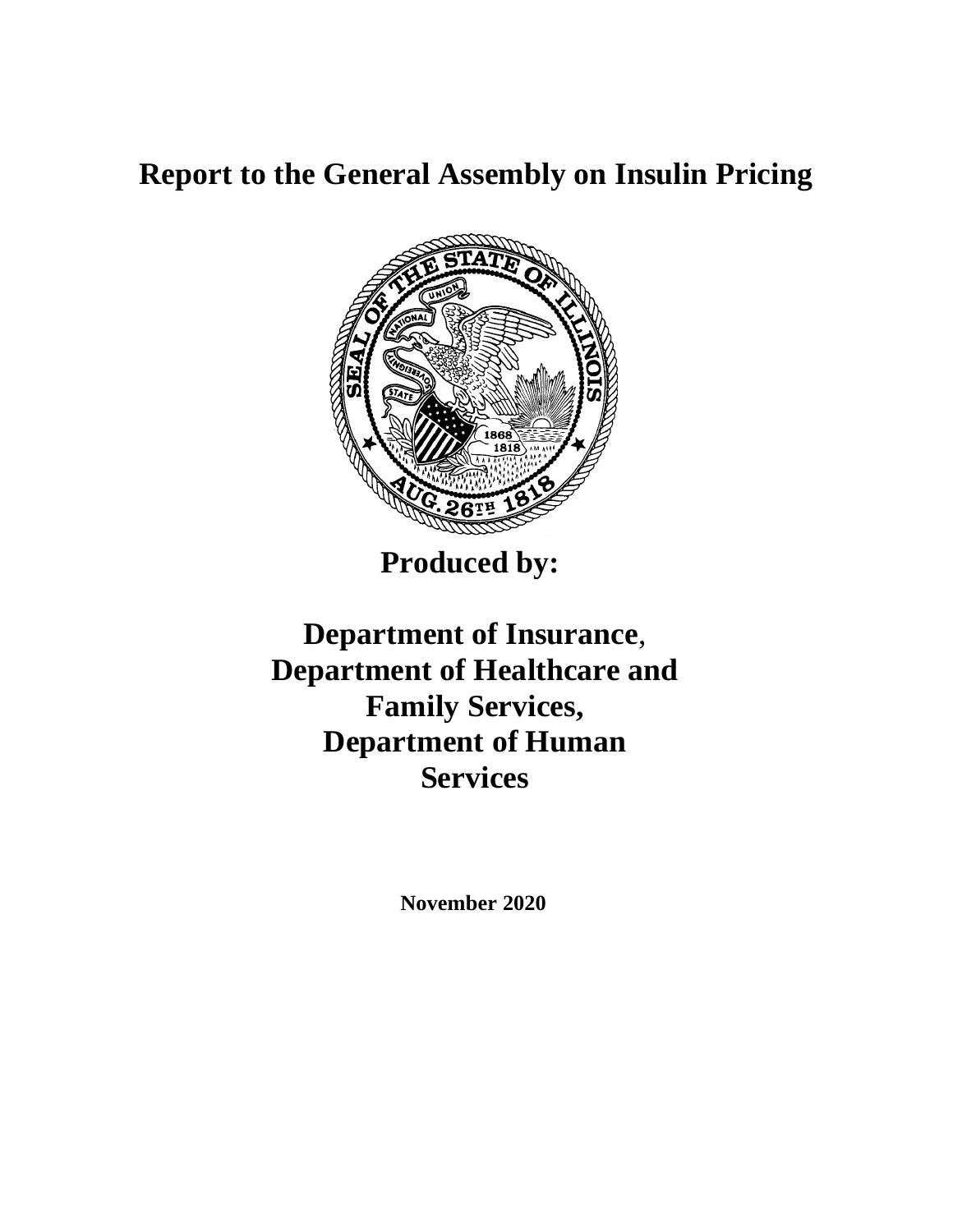# Report to the General Assembly on Insulin Pricing

**Produced by:**

**Department of Insurance, Department of Healthcare and Family Services, Department of Human Services**

**November 2020**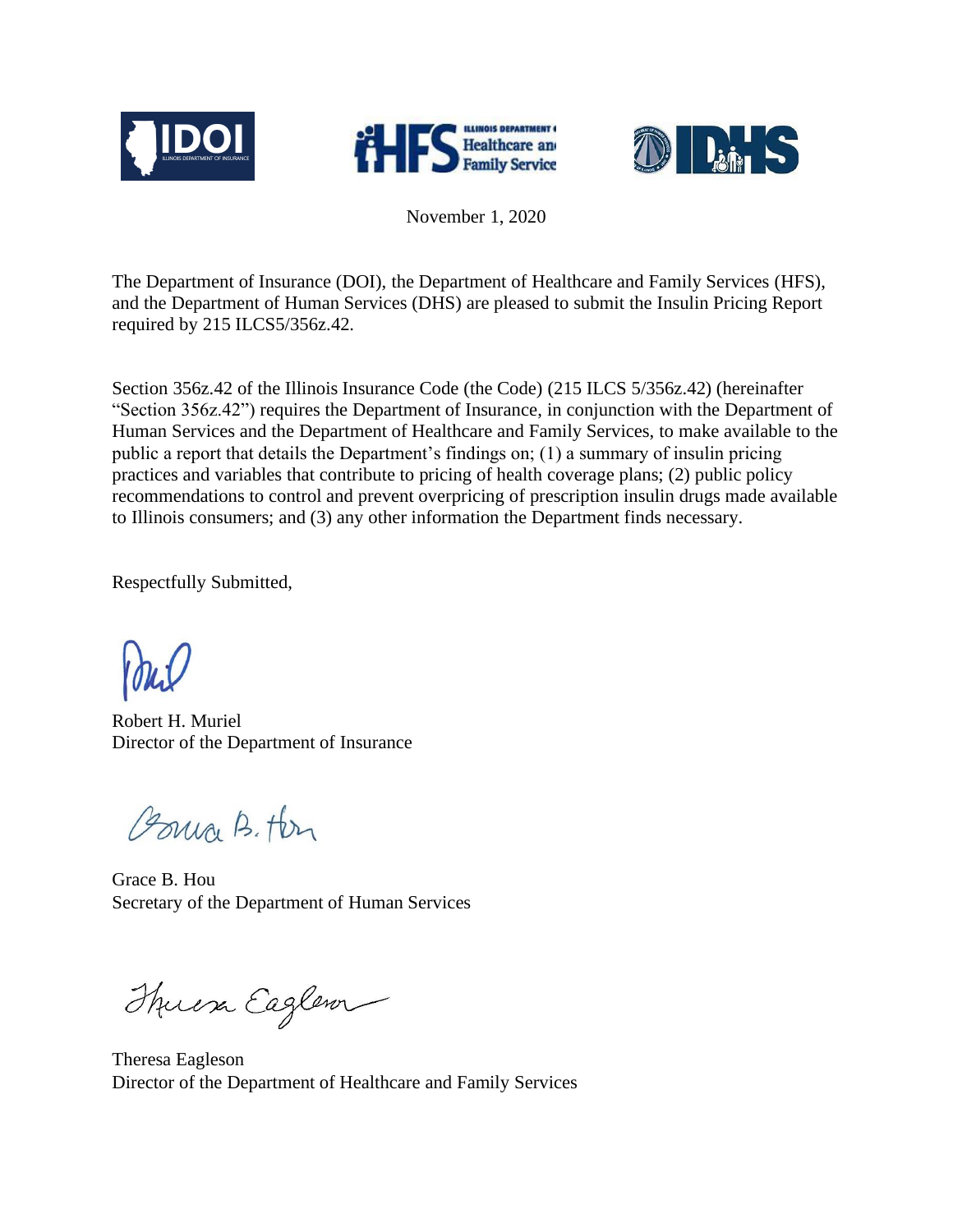November 1, 2020

The Department of Insurance (DOI), the Department of Healthcare and Family Services (HFS), and the Department of Human Services (DHS) are pleased to submit the Insulin Pricing Report required by 215 ILCS5/356z.42.

Section 356z.42 of the Illinois Insurance Code (the Code) (215 ILCS 5/356z.42) (hereinafter "Section 356z.42") requires the Department of Insurance, in conjunction with the Department of Human Services and the Department of Healthcare and Family Services, to make available to the public a report that details the Department's findings on; (1) a summary of insulin pricing practices and variables that contribute to pricing of health coverage plans; (2) public policy recommendations to control and prevent overpricing of prescription insulin drugs made available to Illinois consumers; and (3) any other information the Department finds necessary.

Respectfully Submitted,

Robert H. Muriel
Director of the Department of Insurance

Grace B. Hou
Secretary of the Department of Human Services

Theresa Eagleson
Director of the Department of Healthcare and Family Services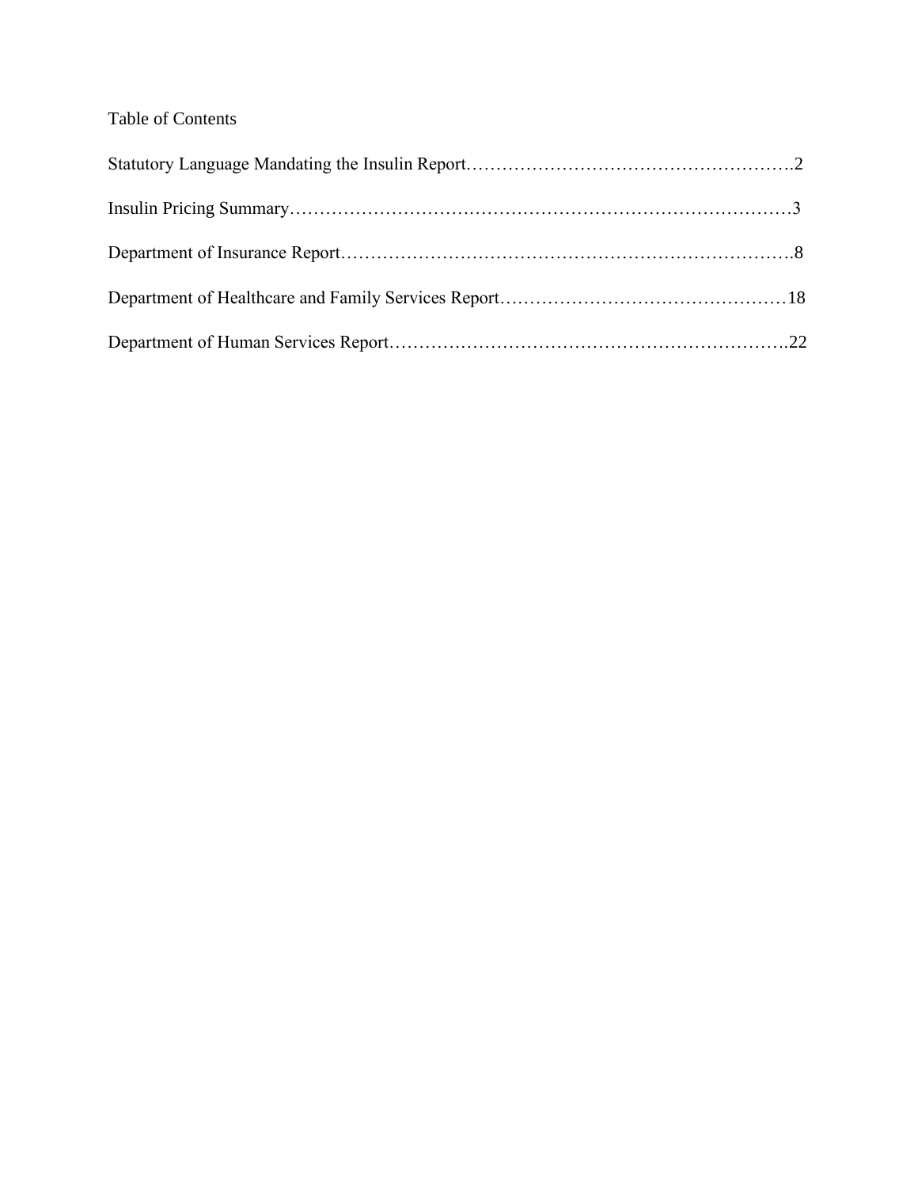Table of Contents

Statutory Language Mandating the Insulin Report……………………………………………….2

Insulin Pricing Summary…………………………………………………………………………3

Department of Insurance Report………………………………………………………………….8

Department of Healthcare and Family Services Report…………………………………………18

Department of Human Services Report………………………………………………………….22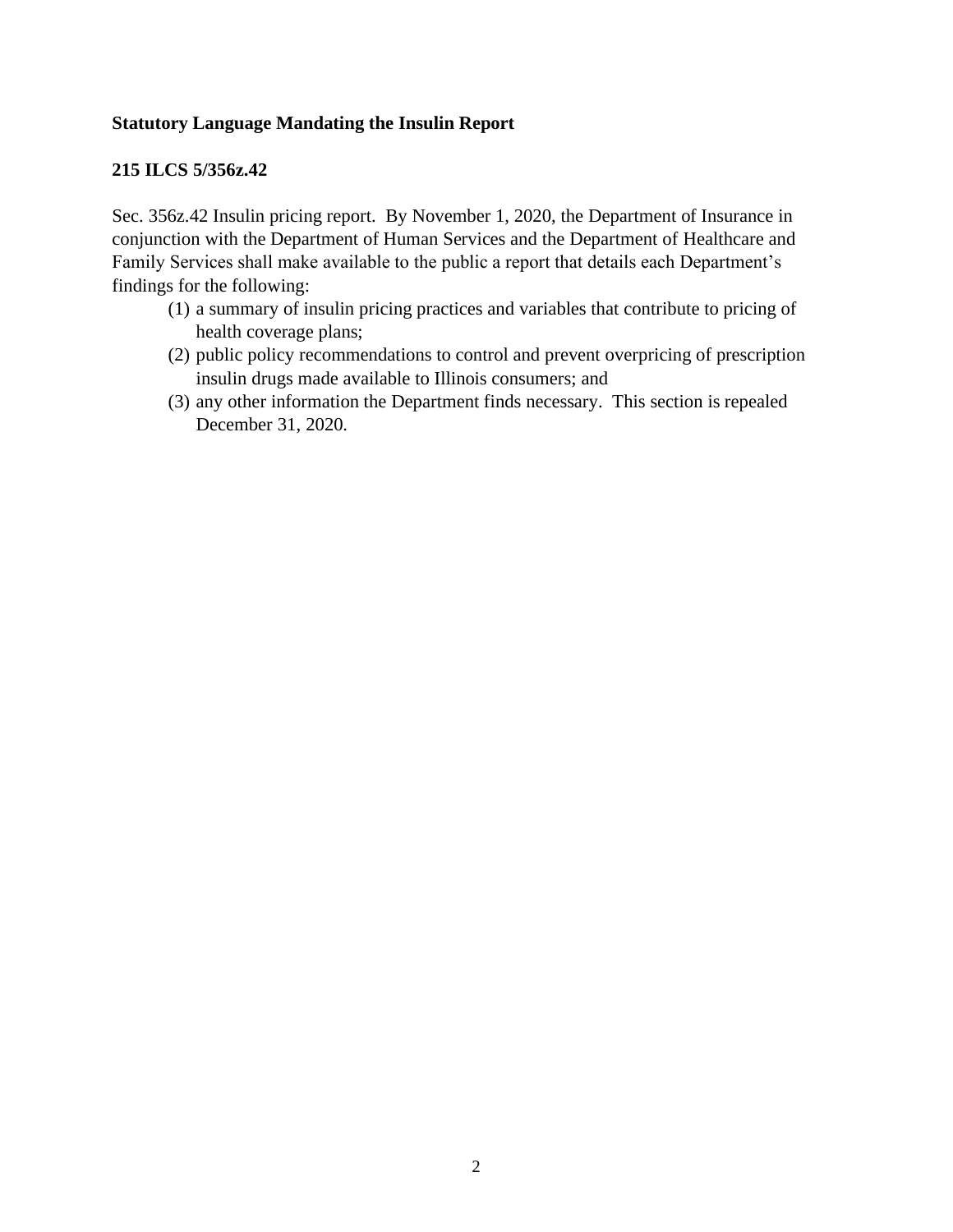**Statutory Language Mandating the Insulin Report**

**215 ILCS 5/356z.42**

Sec. 356z.42 Insulin pricing report. By November 1, 2020, the Department of Insurance in conjunction with the Department of Human Services and the Department of Healthcare and Family Services shall make available to the public a report that details each Department's findings for the following:

(1) a summary of insulin pricing practices and variables that contribute to pricing of health coverage plans;

(2) public policy recommendations to control and prevent overpricing of prescription insulin drugs made available to Illinois consumers; and

(3) any other information the Department finds necessary. This section is repealed December 31, 2020.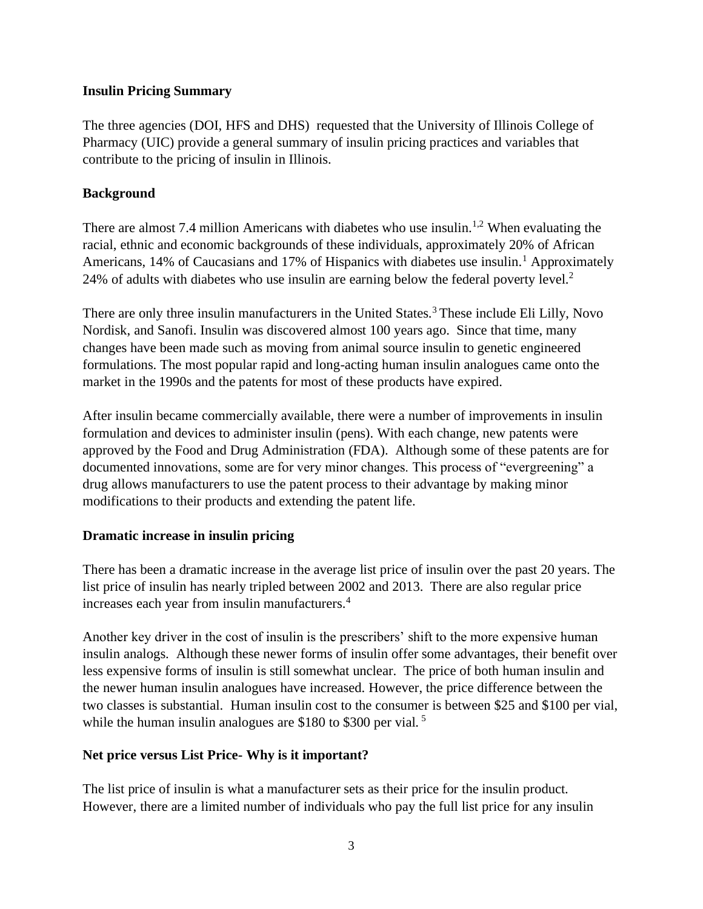**Insulin Pricing Summary**

The three agencies (DOI, HFS and DHS) requested that the University of Illinois College of Pharmacy (UIC) provide a general summary of insulin pricing practices and variables that contribute to the pricing of insulin in Illinois.

**Background**

There are almost 7.4 million Americans with diabetes who use insulin.[1,2] When evaluating the racial, ethnic and economic backgrounds of these individuals, approximately 20% of African Americans, 14% of Caucasians and 17% of Hispanics with diabetes use insulin.[1] Approximately 24% of adults with diabetes who use insulin are earning below the federal poverty level.[2]

There are only three insulin manufacturers in the United States.[3] These include Eli Lilly, Novo Nordisk, and Sanofi. Insulin was discovered almost 100 years ago. Since that time, many changes have been made such as moving from animal source insulin to genetic engineered formulations. The most popular rapid and long-acting human insulin analogues came onto the market in the 1990s and the patents for most of these products have expired.

After insulin became commercially available, there were a number of improvements in insulin formulation and devices to administer insulin (pens). With each change, new patents were approved by the Food and Drug Administration (FDA). Although some of these patents are for documented innovations, some are for very minor changes. This process of "evergreening" a drug allows manufacturers to use the patent process to their advantage by making minor modifications to their products and extending the patent life.

**Dramatic increase in insulin pricing**

There has been a dramatic increase in the average list price of insulin over the past 20 years. The list price of insulin has nearly tripled between 2002 and 2013. There are also regular price increases each year from insulin manufacturers.[4]

Another key driver in the cost of insulin is the prescribers' shift to the more expensive human insulin analogs. Although these newer forms of insulin offer some advantages, their benefit over less expensive forms of insulin is still somewhat unclear. The price of both human insulin and the newer human insulin analogues have increased. However, the price difference between the two classes is substantial. Human insulin cost to the consumer is between $25 and $100 per vial, while the human insulin analogues are $180 to $300 per vial.[5]

**Net price versus List Price- Why is it important?**

The list price of insulin is what a manufacturer sets as their price for the insulin product. However, there are a limited number of individuals who pay the full list price for any insulin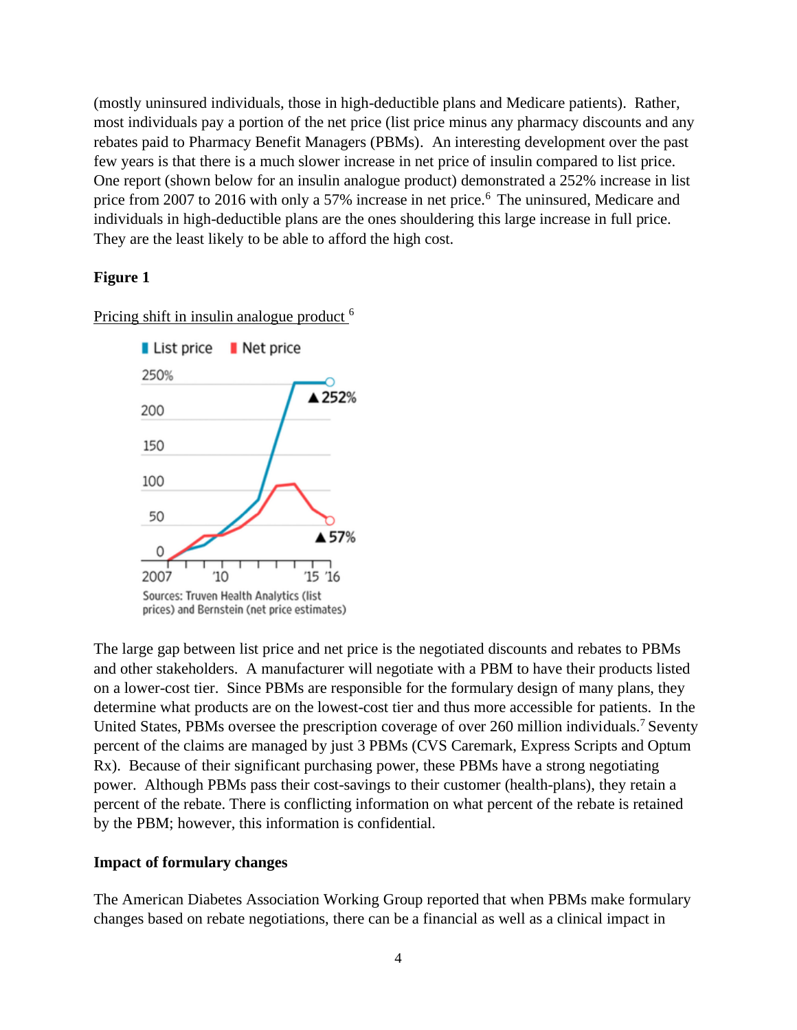(mostly uninsured individuals, those in high-deductible plans and Medicare patients). Rather, most individuals pay a portion of the net price (list price minus any pharmacy discounts and any rebates paid to Pharmacy Benefit Managers (PBMs). An interesting development over the past few years is that there is a much slower increase in net price of insulin compared to list price. One report (shown below for an insulin analogue product) demonstrated a 252% increase in list price from 2007 to 2016 with only a 57% increase in net price.[6] The uninsured, Medicare and individuals in high-deductible plans are the ones shouldering this large increase in full price. They are the least likely to be able to afford the high cost.

**Figure 1**

Pricing shift in insulin analogue product [6]

List price | Net price

▲252%

▲57%

Sources: Truven Health Analytics (list prices) and Bernstein (net price estimates)

The large gap between list price and net price is the negotiated discounts and rebates to PBMs and other stakeholders. A manufacturer will negotiate with a PBM to have their products listed on a lower-cost tier. Since PBMs are responsible for the formulary design of many plans, they determine what products are on the lowest-cost tier and thus more accessible for patients. In the United States, PBMs oversee the prescription coverage of over 260 million individuals.[7] Seventy percent of the claims are managed by just 3 PBMs (CVS Caremark, Express Scripts and Optum Rx). Because of their significant purchasing power, these PBMs have a strong negotiating power. Although PBMs pass their cost-savings to their customer (health-plans), they retain a percent of the rebate. There is conflicting information on what percent of the rebate is retained by the PBM; however, this information is confidential.

**Impact of formulary changes**

The American Diabetes Association Working Group reported that when PBMs make formulary changes based on rebate negotiations, there can be a financial as well as a clinical impact in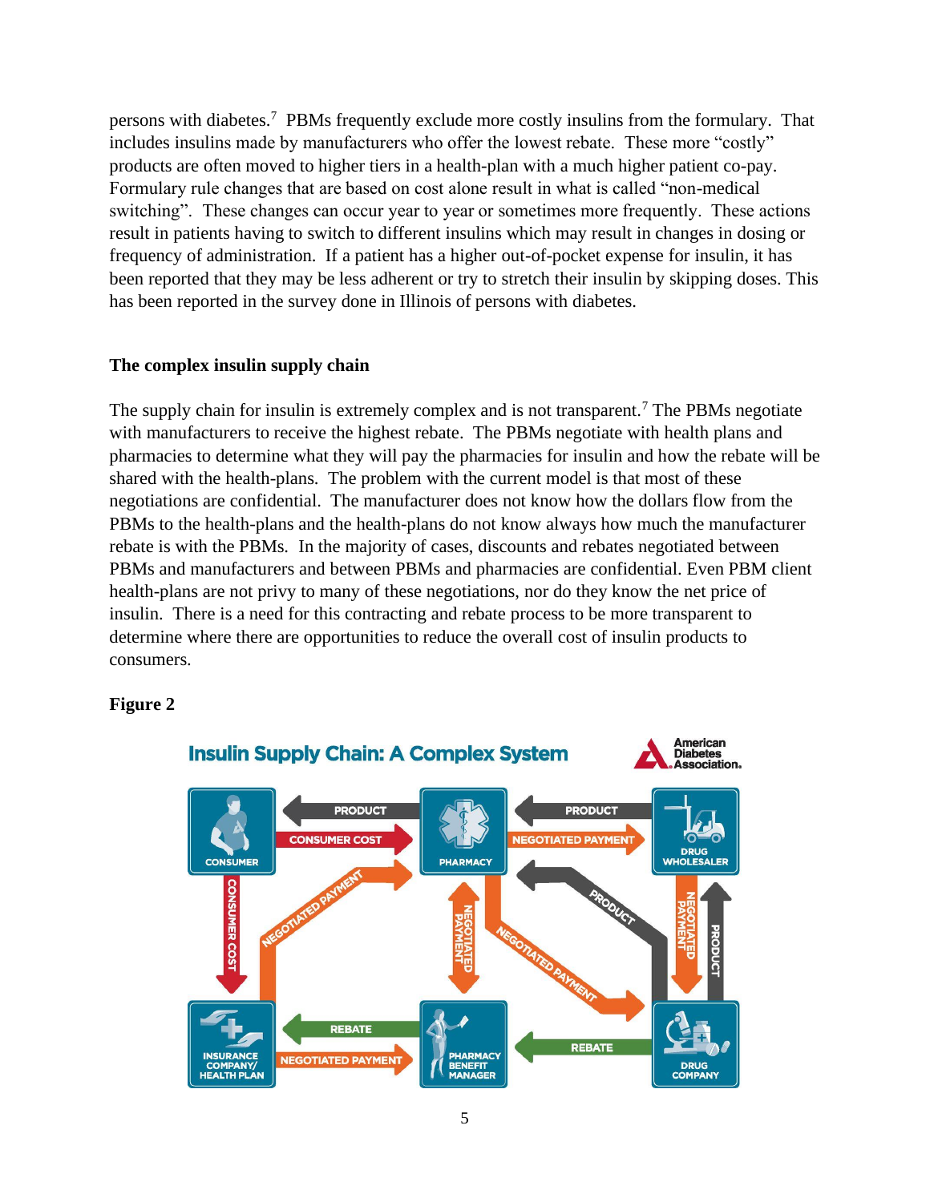persons with diabetes.[7] PBMs frequently exclude more costly insulins from the formulary. That includes insulins made by manufacturers who offer the lowest rebate. These more "costly" products are often moved to higher tiers in a health-plan with a much higher patient co-pay. Formulary rule changes that are based on cost alone result in what is called "non-medical switching". These changes can occur year to year or sometimes more frequently. These actions result in patients having to switch to different insulins which may result in changes in dosing or frequency of administration. If a patient has a higher out-of-pocket expense for insulin, it has been reported that they may be less adherent or try to stretch their insulin by skipping doses. This has been reported in the survey done in Illinois of persons with diabetes.

**The complex insulin supply chain**

The supply chain for insulin is extremely complex and is not transparent.[7] The PBMs negotiate with manufacturers to receive the highest rebate. The PBMs negotiate with health plans and pharmacies to determine what they will pay the pharmacies for insulin and how the rebate will be shared with the health-plans. The problem with the current model is that most of these negotiations are confidential. The manufacturer does not know how the dollars flow from the PBMs to the health-plans and the health-plans do not know always how much the manufacturer rebate is with the PBMs. In the majority of cases, discounts and rebates negotiated between PBMs and manufacturers and between PBMs and pharmacies are confidential. Even PBM client health-plans are not privy to many of these negotiations, nor do they know the net price of insulin. There is a need for this contracting and rebate process to be more transparent to determine where there are opportunities to reduce the overall cost of insulin products to consumers.

**Figure 2**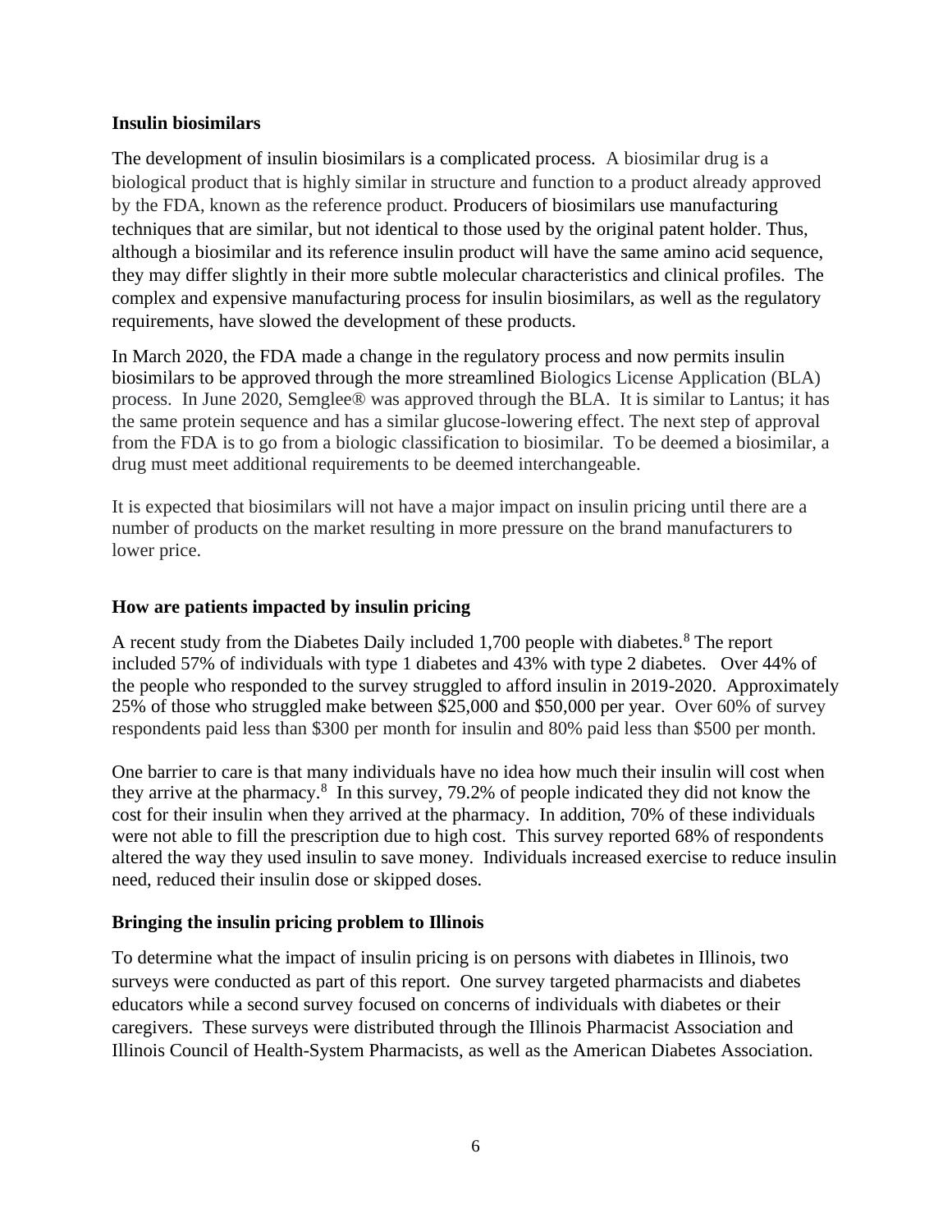**Insulin biosimilars**

The development of insulin biosimilars is a complicated process. A biosimilar drug is a biological product that is highly similar in structure and function to a product already approved by the FDA, known as the reference product. Producers of biosimilars use manufacturing techniques that are similar, but not identical to those used by the original patent holder. Thus, although a biosimilar and its reference insulin product will have the same amino acid sequence, they may differ slightly in their more subtle molecular characteristics and clinical profiles. The complex and expensive manufacturing process for insulin biosimilars, as well as the regulatory requirements, have slowed the development of these products.

In March 2020, the FDA made a change in the regulatory process and now permits insulin biosimilars to be approved through the more streamlined Biologics License Application (BLA) process. In June 2020, Semglee® was approved through the BLA. It is similar to Lantus; it has the same protein sequence and has a similar glucose-lowering effect. The next step of approval from the FDA is to go from a biologic classification to biosimilar. To be deemed a biosimilar, a drug must meet additional requirements to be deemed interchangeable.

It is expected that biosimilars will not have a major impact on insulin pricing until there are a number of products on the market resulting in more pressure on the brand manufacturers to lower price.

**How are patients impacted by insulin pricing**

A recent study from the Diabetes Daily included 1,700 people with diabetes.[8] The report included 57% of individuals with type 1 diabetes and 43% with type 2 diabetes. Over 44% of the people who responded to the survey struggled to afford insulin in 2019-2020. Approximately 25% of those who struggled make between $25,000 and $50,000 per year. Over 60% of survey respondents paid less than $300 per month for insulin and 80% paid less than $500 per month.

One barrier to care is that many individuals have no idea how much their insulin will cost when they arrive at the pharmacy.[8] In this survey, 79.2% of people indicated they did not know the cost for their insulin when they arrived at the pharmacy. In addition, 70% of these individuals were not able to fill the prescription due to high cost. This survey reported 68% of respondents altered the way they used insulin to save money. Individuals increased exercise to reduce insulin need, reduced their insulin dose or skipped doses.

**Bringing the insulin pricing problem to Illinois**

To determine what the impact of insulin pricing is on persons with diabetes in Illinois, two surveys were conducted as part of this report. One survey targeted pharmacists and diabetes educators while a second survey focused on concerns of individuals with diabetes or their caregivers. These surveys were distributed through the Illinois Pharmacist Association and Illinois Council of Health-System Pharmacists, as well as the American Diabetes Association.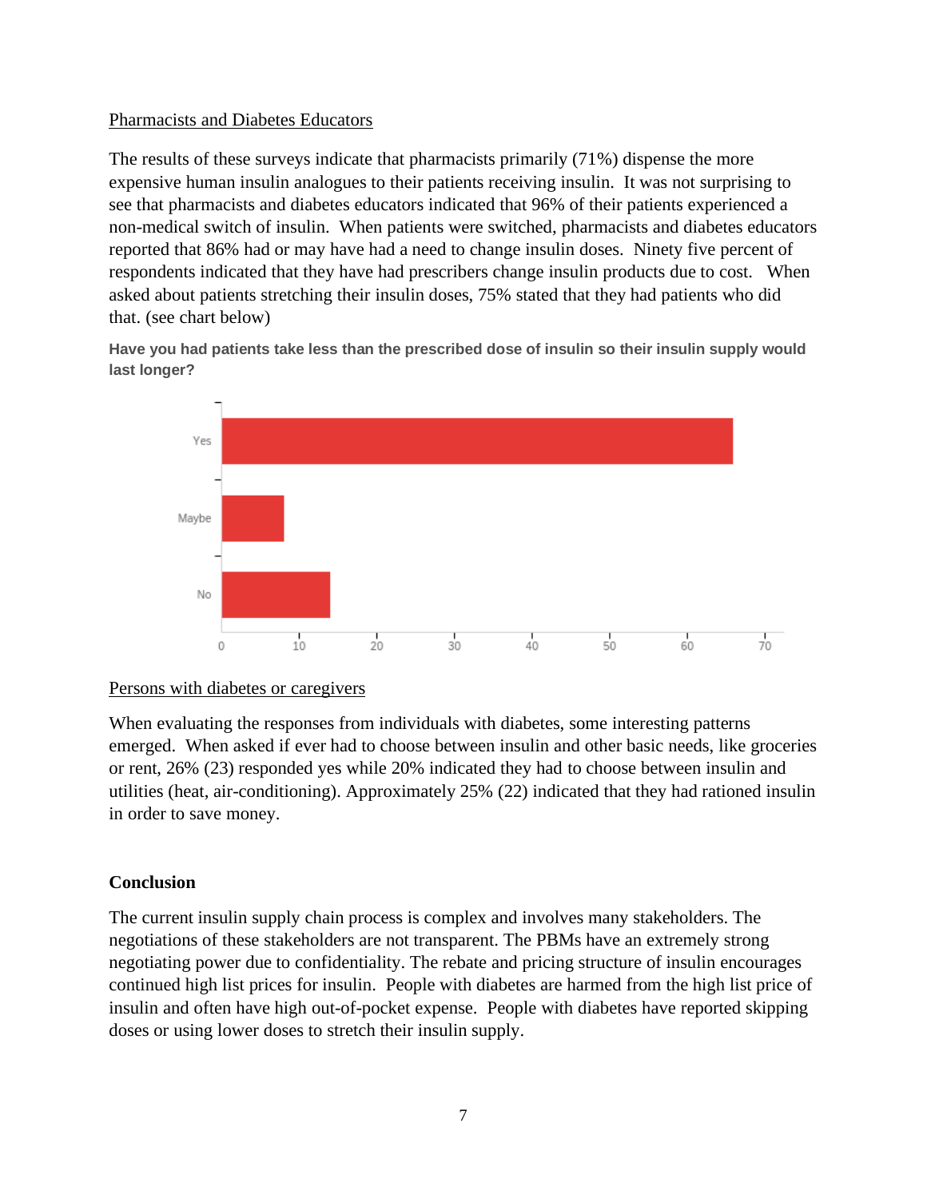Pharmacists and Diabetes Educators

The results of these surveys indicate that pharmacists primarily (71%) dispense the more expensive human insulin analogues to their patients receiving insulin. It was not surprising to see that pharmacists and diabetes educators indicated that 96% of their patients experienced a non-medical switch of insulin. When patients were switched, pharmacists and diabetes educators reported that 86% had or may have had a need to change insulin doses. Ninety five percent of respondents indicated that they have had prescribers change insulin products due to cost. When asked about patients stretching their insulin doses, 75% stated that they had patients who did that. (see chart below)

**Have you had patients take less than the prescribed dose of insulin so their insulin supply would last longer?**

| Response | Count (approx.) |
| --- | --- |
| Yes | 66 |
| Maybe | 8 |
| No | 14 |

Persons with diabetes or caregivers

When evaluating the responses from individuals with diabetes, some interesting patterns emerged. When asked if ever had to choose between insulin and other basic needs, like groceries or rent, 26% (23) responded yes while 20% indicated they had to choose between insulin and utilities (heat, air-conditioning). Approximately 25% (22) indicated that they had rationed insulin in order to save money.

## Conclusion

The current insulin supply chain process is complex and involves many stakeholders. The negotiations of these stakeholders are not transparent. The PBMs have an extremely strong negotiating power due to confidentiality. The rebate and pricing structure of insulin encourages continued high list prices for insulin. People with diabetes are harmed from the high list price of insulin and often have high out-of-pocket expense. People with diabetes have reported skipping doses or using lower doses to stretch their insulin supply.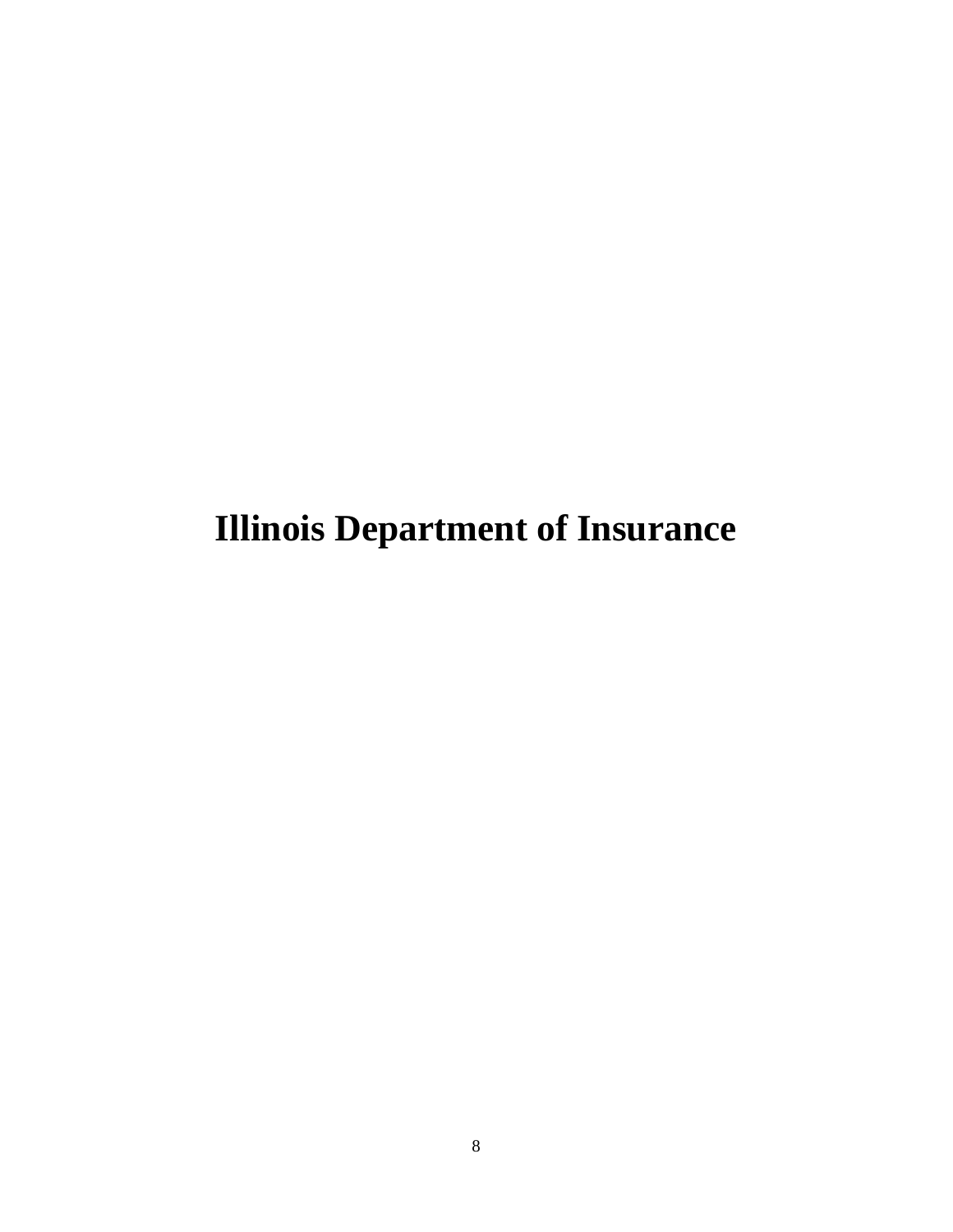# Illinois Department of Insurance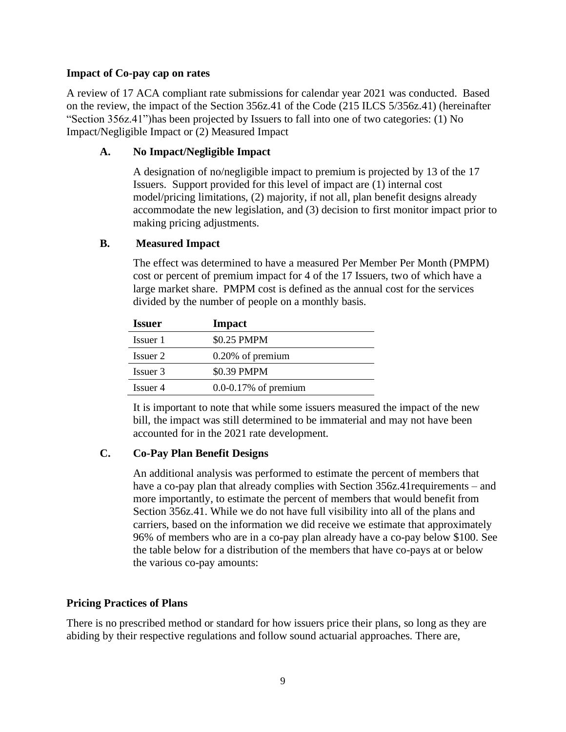**Impact of Co-pay cap on rates**

A review of 17 ACA compliant rate submissions for calendar year 2021 was conducted. Based on the review, the impact of the Section 356z.41 of the Code (215 ILCS 5/356z.41) (hereinafter "Section 356z.41")has been projected by Issuers to fall into one of two categories: (1) No Impact/Negligible Impact or (2) Measured Impact

**A. No Impact/Negligible Impact**

A designation of no/negligible impact to premium is projected by 13 of the 17 Issuers. Support provided for this level of impact are (1) internal cost model/pricing limitations, (2) majority, if not all, plan benefit designs already accommodate the new legislation, and (3) decision to first monitor impact prior to making pricing adjustments.

**B. Measured Impact**

The effect was determined to have a measured Per Member Per Month (PMPM) cost or percent of premium impact for 4 of the 17 Issuers, two of which have a large market share. PMPM cost is defined as the annual cost for the services divided by the number of people on a monthly basis.

| Issuer | Impact |
|---|---|
| Issuer 1 | \$0.25 PMPM |
| Issuer 2 | 0.20% of premium |
| Issuer 3 | \$0.39 PMPM |
| Issuer 4 | 0.0-0.17% of premium |

It is important to note that while some issuers measured the impact of the new bill, the impact was still determined to be immaterial and may not have been accounted for in the 2021 rate development.

**C. Co-Pay Plan Benefit Designs**

An additional analysis was performed to estimate the percent of members that have a co-pay plan that already complies with Section 356z.41requirements – and more importantly, to estimate the percent of members that would benefit from Section 356z.41. While we do not have full visibility into all of the plans and carriers, based on the information we did receive we estimate that approximately 96% of members who are in a co-pay plan already have a co-pay below \$100. See the table below for a distribution of the members that have co-pays at or below the various co-pay amounts:

**Pricing Practices of Plans**

There is no prescribed method or standard for how issuers price their plans, so long as they are abiding by their respective regulations and follow sound actuarial approaches. There are,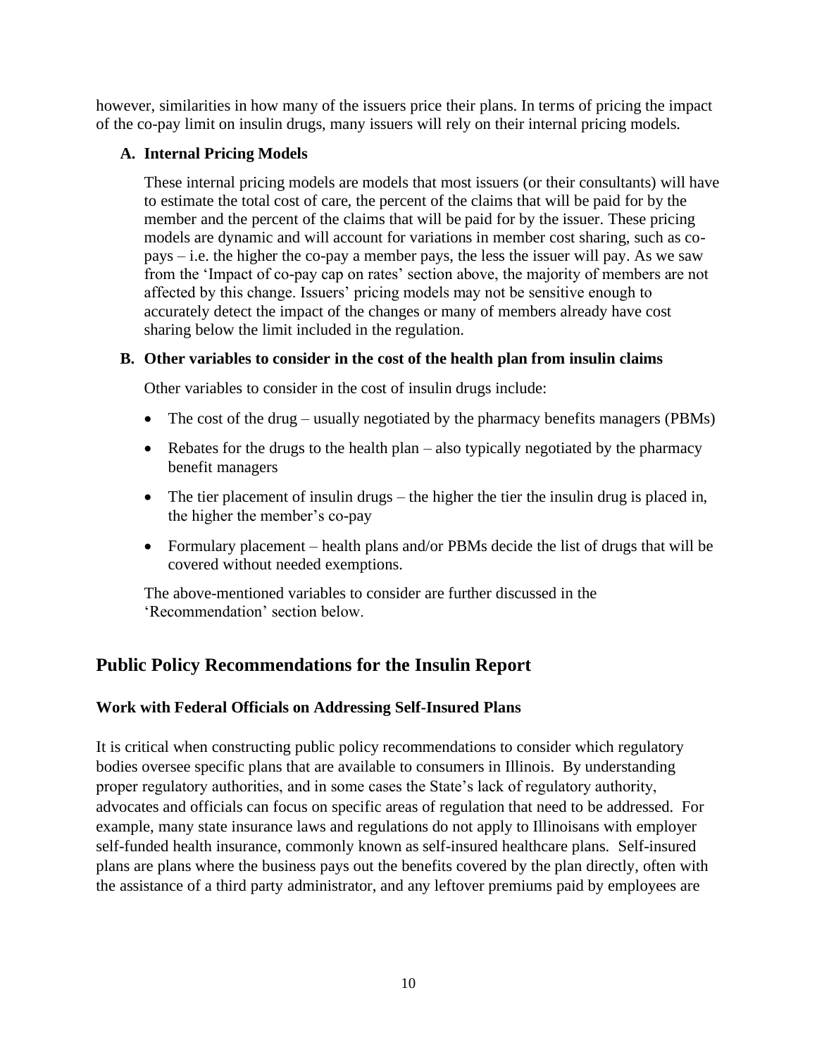however, similarities in how many of the issuers price their plans. In terms of pricing the impact of the co-pay limit on insulin drugs, many issuers will rely on their internal pricing models.

### A. Internal Pricing Models

These internal pricing models are models that most issuers (or their consultants) will have to estimate the total cost of care, the percent of the claims that will be paid for by the member and the percent of the claims that will be paid for by the issuer. These pricing models are dynamic and will account for variations in member cost sharing, such as co-pays – i.e. the higher the co-pay a member pays, the less the issuer will pay. As we saw from the 'Impact of co-pay cap on rates' section above, the majority of members are not affected by this change. Issuers' pricing models may not be sensitive enough to accurately detect the impact of the changes or many of members already have cost sharing below the limit included in the regulation.

### B. Other variables to consider in the cost of the health plan from insulin claims

Other variables to consider in the cost of insulin drugs include:

- The cost of the drug – usually negotiated by the pharmacy benefits managers (PBMs)
- Rebates for the drugs to the health plan – also typically negotiated by the pharmacy benefit managers
- The tier placement of insulin drugs – the higher the tier the insulin drug is placed in, the higher the member's co-pay
- Formulary placement – health plans and/or PBMs decide the list of drugs that will be covered without needed exemptions.

The above-mentioned variables to consider are further discussed in the 'Recommendation' section below.

## Public Policy Recommendations for the Insulin Report

### Work with Federal Officials on Addressing Self-Insured Plans

It is critical when constructing public policy recommendations to consider which regulatory bodies oversee specific plans that are available to consumers in Illinois. By understanding proper regulatory authorities, and in some cases the State's lack of regulatory authority, advocates and officials can focus on specific areas of regulation that need to be addressed. For example, many state insurance laws and regulations do not apply to Illinoisans with employer self-funded health insurance, commonly known as self-insured healthcare plans. Self-insured plans are plans where the business pays out the benefits covered by the plan directly, often with the assistance of a third party administrator, and any leftover premiums paid by employees are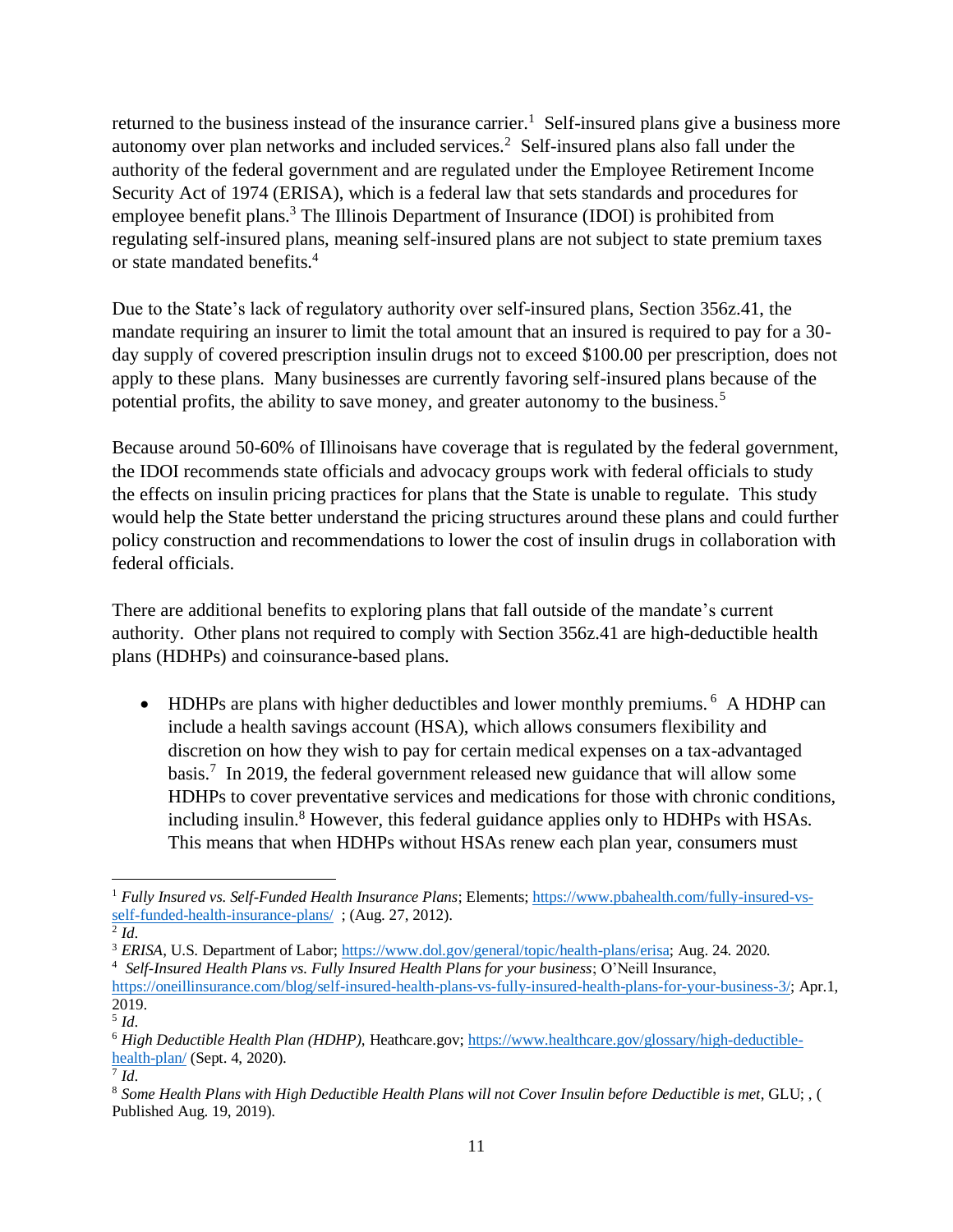returned to the business instead of the insurance carrier.[1] Self-insured plans give a business more autonomy over plan networks and included services.[2] Self-insured plans also fall under the authority of the federal government and are regulated under the Employee Retirement Income Security Act of 1974 (ERISA), which is a federal law that sets standards and procedures for employee benefit plans.[3] The Illinois Department of Insurance (IDOI) is prohibited from regulating self-insured plans, meaning self-insured plans are not subject to state premium taxes or state mandated benefits.[4]

Due to the State's lack of regulatory authority over self-insured plans, Section 356z.41, the mandate requiring an insurer to limit the total amount that an insured is required to pay for a 30-day supply of covered prescription insulin drugs not to exceed $100.00 per prescription, does not apply to these plans. Many businesses are currently favoring self-insured plans because of the potential profits, the ability to save money, and greater autonomy to the business.[5]

Because around 50-60% of Illinoisans have coverage that is regulated by the federal government, the IDOI recommends state officials and advocacy groups work with federal officials to study the effects on insulin pricing practices for plans that the State is unable to regulate. This study would help the State better understand the pricing structures around these plans and could further policy construction and recommendations to lower the cost of insulin drugs in collaboration with federal officials.

There are additional benefits to exploring plans that fall outside of the mandate's current authority. Other plans not required to comply with Section 356z.41 are high-deductible health plans (HDHPs) and coinsurance-based plans.

- HDHPs are plans with higher deductibles and lower monthly premiums.[6] A HDHP can include a health savings account (HSA), which allows consumers flexibility and discretion on how they wish to pay for certain medical expenses on a tax-advantaged basis.[7] In 2019, the federal government released new guidance that will allow some HDHPs to cover preventative services and medications for those with chronic conditions, including insulin.[8] However, this federal guidance applies only to HDHPs with HSAs. This means that when HDHPs without HSAs renew each plan year, consumers must

---

[1] *Fully Insured vs. Self-Funded Health Insurance Plans*; Elements; https://www.pbahealth.com/fully-insured-vs-self-funded-health-insurance-plans/ ; (Aug. 27, 2012).

[2] *Id*.

[3] *ERISA*, U.S. Department of Labor; https://www.dol.gov/general/topic/health-plans/erisa; Aug. 24. 2020.

[4] *Self-Insured Health Plans vs. Fully Insured Health Plans for your business*; O'Neill Insurance, https://oneillinsurance.com/blog/self-insured-health-plans-vs-fully-insured-health-plans-for-your-business-3/; Apr.1, 2019.

[5] *Id*.

[6] *High Deductible Health Plan (HDHP),* Heathcare.gov; https://www.healthcare.gov/glossary/high-deductible-health-plan/ (Sept. 4, 2020).

[7] *Id*.

[8] *Some Health Plans with High Deductible Health Plans will not Cover Insulin before Deductible is met*, GLU; , ( Published Aug. 19, 2019).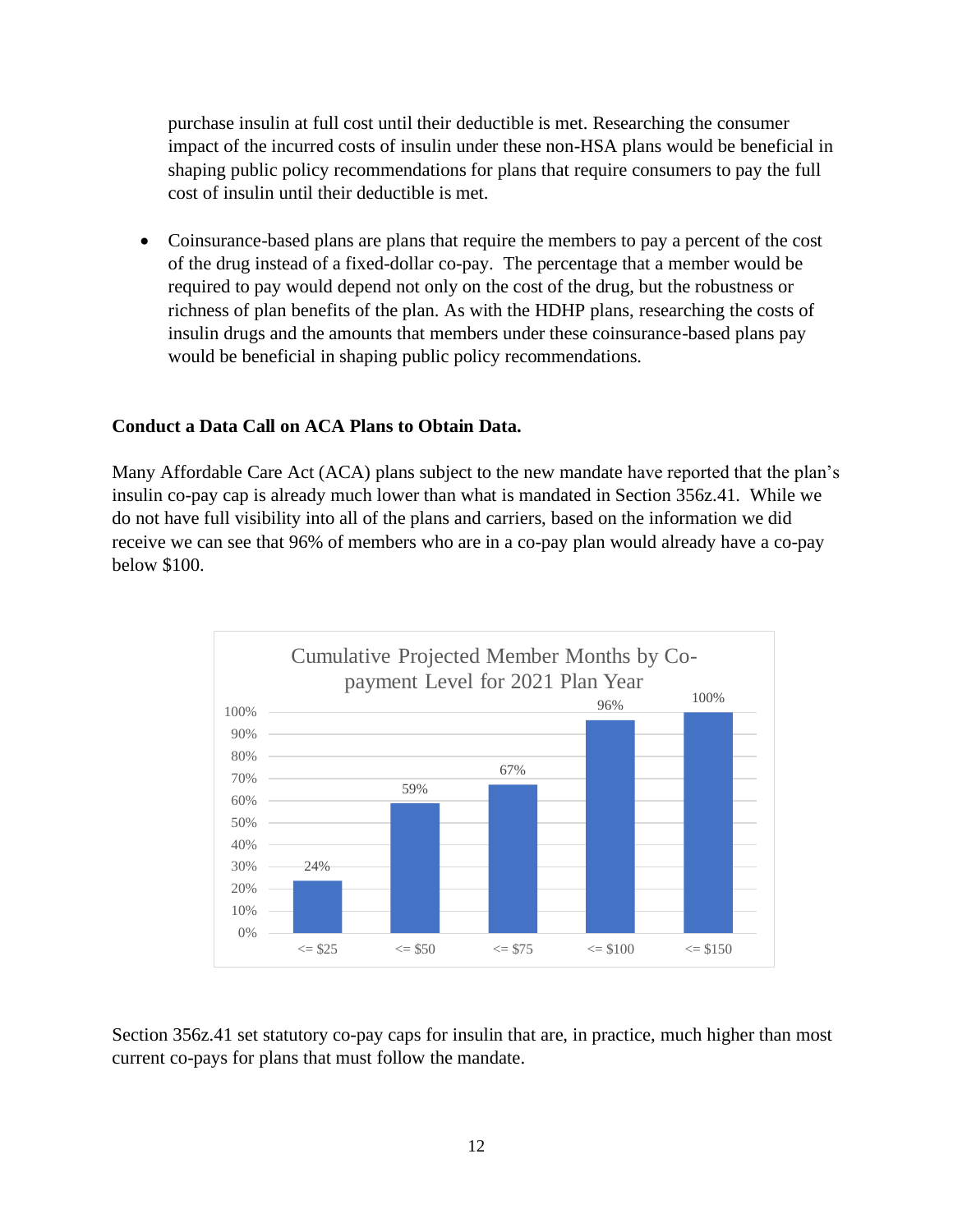purchase insulin at full cost until their deductible is met. Researching the consumer impact of the incurred costs of insulin under these non-HSA plans would be beneficial in shaping public policy recommendations for plans that require consumers to pay the full cost of insulin until their deductible is met.

- Coinsurance-based plans are plans that require the members to pay a percent of the cost of the drug instead of a fixed-dollar co-pay. The percentage that a member would be required to pay would depend not only on the cost of the drug, but the robustness or richness of plan benefits of the plan. As with the HDHP plans, researching the costs of insulin drugs and the amounts that members under these coinsurance-based plans pay would be beneficial in shaping public policy recommendations.

**Conduct a Data Call on ACA Plans to Obtain Data.**

Many Affordable Care Act (ACA) plans subject to the new mandate have reported that the plan's insulin co-pay cap is already much lower than what is mandated in Section 356z.41. While we do not have full visibility into all of the plans and carriers, based on the information we did receive we can see that 96% of members who are in a co-pay plan would already have a co-pay below $100.

Cumulative Projected Member Months by Co-payment Level for 2021 Plan Year

| Co-payment Level | Cumulative Member Months |
| --- | --- |
| <= $25 | 24% |
| <= $50 | 59% |
| <= $75 | 67% |
| <= $100 | 96% |
| <= $150 | 100% |

Section 356z.41 set statutory co-pay caps for insulin that are, in practice, much higher than most current co-pays for plans that must follow the mandate.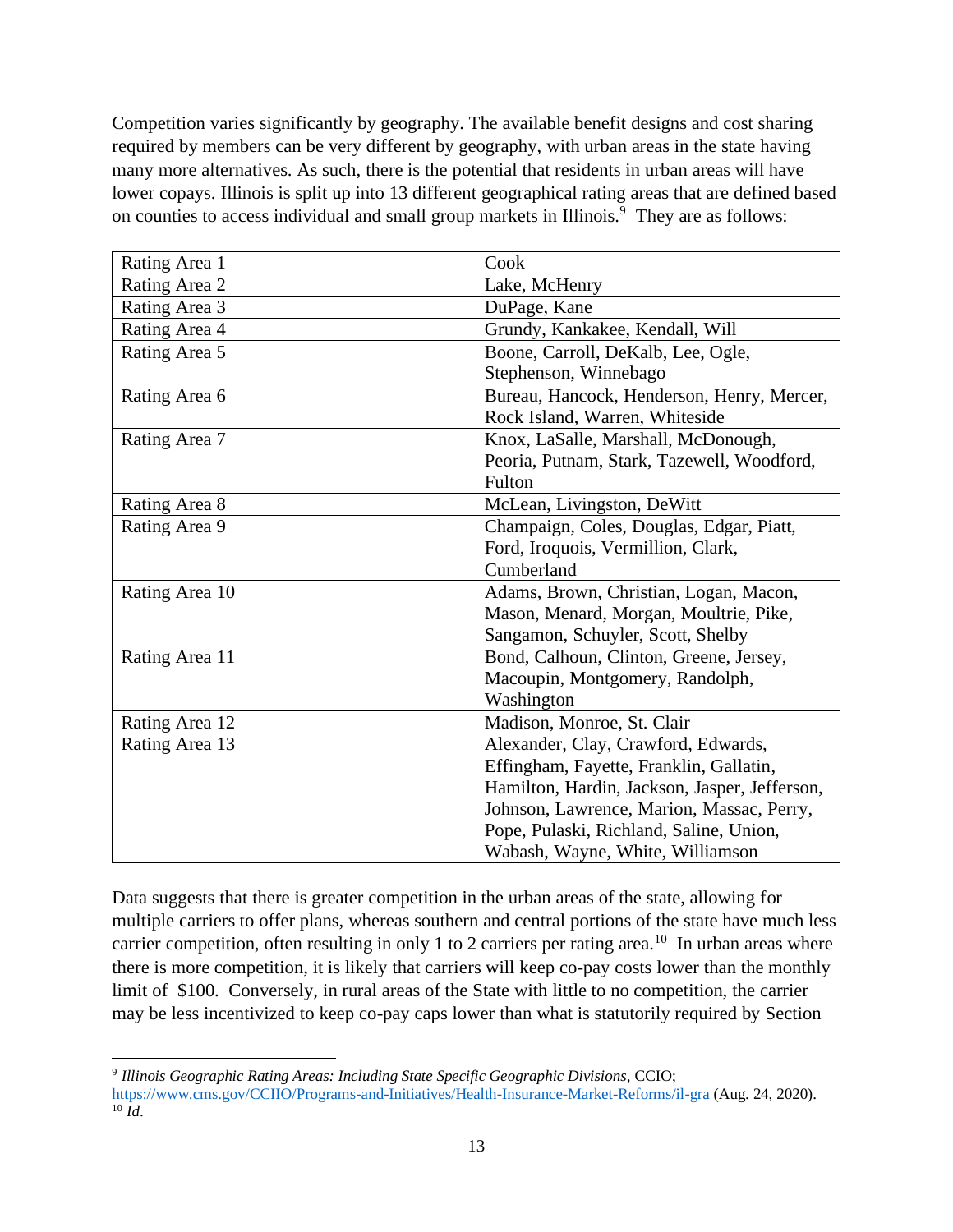Competition varies significantly by geography. The available benefit designs and cost sharing required by members can be very different by geography, with urban areas in the state having many more alternatives. As such, there is the potential that residents in urban areas will have lower copays. Illinois is split up into 13 different geographical rating areas that are defined based on counties to access individual and small group markets in Illinois.[9] They are as follows:

| Rating Area | Counties |
|---|---|
| Rating Area 1 | Cook |
| Rating Area 2 | Lake, McHenry |
| Rating Area 3 | DuPage, Kane |
| Rating Area 4 | Grundy, Kankakee, Kendall, Will |
| Rating Area 5 | Boone, Carroll, DeKalb, Lee, Ogle, Stephenson, Winnebago |
| Rating Area 6 | Bureau, Hancock, Henderson, Henry, Mercer, Rock Island, Warren, Whiteside |
| Rating Area 7 | Knox, LaSalle, Marshall, McDonough, Peoria, Putnam, Stark, Tazewell, Woodford, Fulton |
| Rating Area 8 | McLean, Livingston, DeWitt |
| Rating Area 9 | Champaign, Coles, Douglas, Edgar, Piatt, Ford, Iroquois, Vermillion, Clark, Cumberland |
| Rating Area 10 | Adams, Brown, Christian, Logan, Macon, Mason, Menard, Morgan, Moultrie, Pike, Sangamon, Schuyler, Scott, Shelby |
| Rating Area 11 | Bond, Calhoun, Clinton, Greene, Jersey, Macoupin, Montgomery, Randolph, Washington |
| Rating Area 12 | Madison, Monroe, St. Clair |
| Rating Area 13 | Alexander, Clay, Crawford, Edwards, Effingham, Fayette, Franklin, Gallatin, Hamilton, Hardin, Jackson, Jasper, Jefferson, Johnson, Lawrence, Marion, Massac, Perry, Pope, Pulaski, Richland, Saline, Union, Wabash, Wayne, White, Williamson |

Data suggests that there is greater competition in the urban areas of the state, allowing for multiple carriers to offer plans, whereas southern and central portions of the state have much less carrier competition, often resulting in only 1 to 2 carriers per rating area.[10] In urban areas where there is more competition, it is likely that carriers will keep co-pay costs lower than the monthly limit of $100. Conversely, in rural areas of the State with little to no competition, the carrier may be less incentivized to keep co-pay caps lower than what is statutorily required by Section

---

[9] *Illinois Geographic Rating Areas: Including State Specific Geographic Divisions*, CCIO; https://www.cms.gov/CCIIO/Programs-and-Initiatives/Health-Insurance-Market-Reforms/il-gra (Aug. 24, 2020).

[10] *Id*.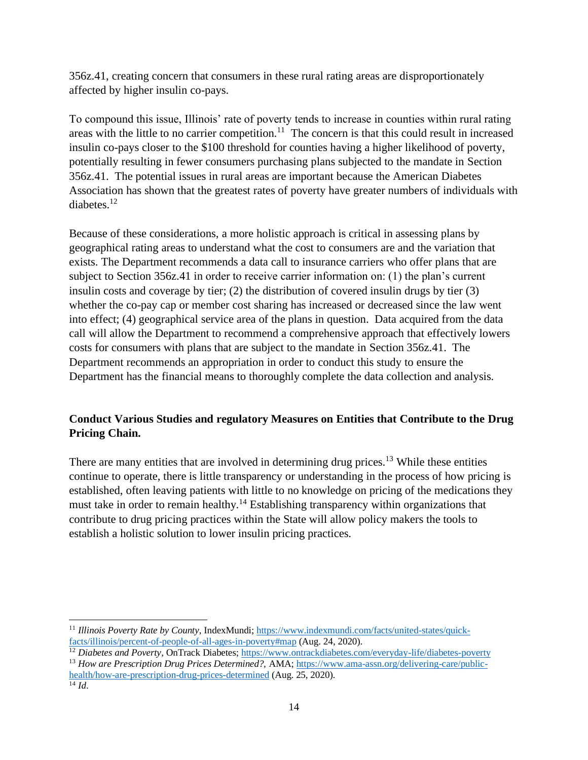356z.41, creating concern that consumers in these rural rating areas are disproportionately affected by higher insulin co-pays.

To compound this issue, Illinois' rate of poverty tends to increase in counties within rural rating areas with the little to no carrier competition.[11] The concern is that this could result in increased insulin co-pays closer to the $100 threshold for counties having a higher likelihood of poverty, potentially resulting in fewer consumers purchasing plans subjected to the mandate in Section 356z.41. The potential issues in rural areas are important because the American Diabetes Association has shown that the greatest rates of poverty have greater numbers of individuals with diabetes.[12]

Because of these considerations, a more holistic approach is critical in assessing plans by geographical rating areas to understand what the cost to consumers are and the variation that exists. The Department recommends a data call to insurance carriers who offer plans that are subject to Section 356z.41 in order to receive carrier information on: (1) the plan's current insulin costs and coverage by tier; (2) the distribution of covered insulin drugs by tier (3) whether the co-pay cap or member cost sharing has increased or decreased since the law went into effect; (4) geographical service area of the plans in question. Data acquired from the data call will allow the Department to recommend a comprehensive approach that effectively lowers costs for consumers with plans that are subject to the mandate in Section 356z.41. The Department recommends an appropriation in order to conduct this study to ensure the Department has the financial means to thoroughly complete the data collection and analysis.

**Conduct Various Studies and regulatory Measures on Entities that Contribute to the Drug Pricing Chain.**

There are many entities that are involved in determining drug prices.[13] While these entities continue to operate, there is little transparency or understanding in the process of how pricing is established, often leaving patients with little to no knowledge on pricing of the medications they must take in order to remain healthy.[14] Establishing transparency within organizations that contribute to drug pricing practices within the State will allow policy makers the tools to establish a holistic solution to lower insulin pricing practices.

---

[11] *Illinois Poverty Rate by County*, IndexMundi; https://www.indexmundi.com/facts/united-states/quick-facts/illinois/percent-of-people-of-all-ages-in-poverty#map (Aug. 24, 2020).

[12] *Diabetes and Poverty*, OnTrack Diabetes; https://www.ontrackdiabetes.com/everyday-life/diabetes-poverty

[13] *How are Prescription Drug Prices Determined?*, AMA; https://www.ama-assn.org/delivering-care/public-health/how-are-prescription-drug-prices-determined (Aug. 25, 2020).

[14] *Id*.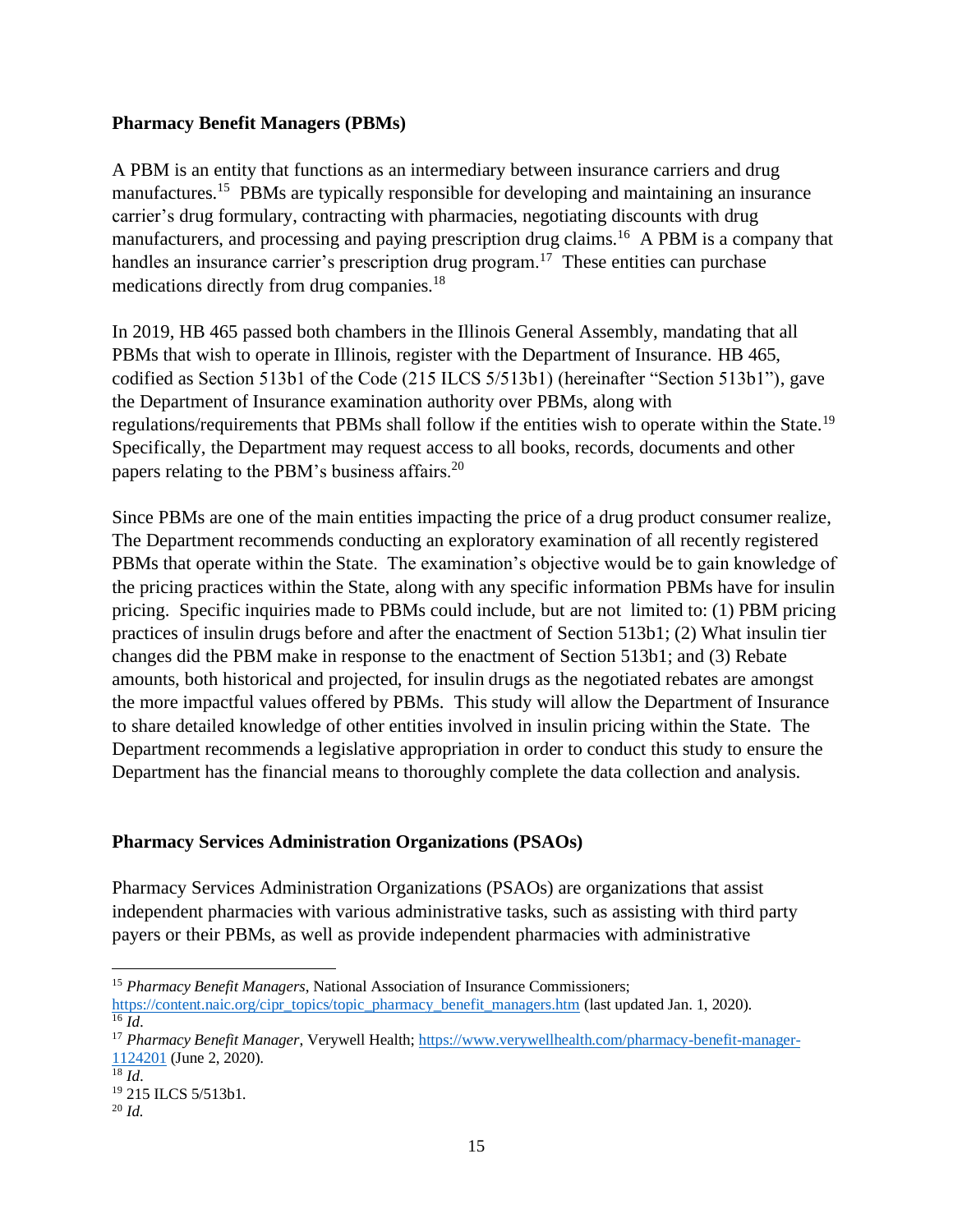**Pharmacy Benefit Managers (PBMs)**

A PBM is an entity that functions as an intermediary between insurance carriers and drug manufactures.[15] PBMs are typically responsible for developing and maintaining an insurance carrier's drug formulary, contracting with pharmacies, negotiating discounts with drug manufacturers, and processing and paying prescription drug claims.[16] A PBM is a company that handles an insurance carrier's prescription drug program.[17] These entities can purchase medications directly from drug companies.[18]

In 2019, HB 465 passed both chambers in the Illinois General Assembly, mandating that all PBMs that wish to operate in Illinois, register with the Department of Insurance. HB 465, codified as Section 513b1 of the Code (215 ILCS 5/513b1) (hereinafter "Section 513b1"), gave the Department of Insurance examination authority over PBMs, along with regulations/requirements that PBMs shall follow if the entities wish to operate within the State.[19] Specifically, the Department may request access to all books, records, documents and other papers relating to the PBM's business affairs.[20]

Since PBMs are one of the main entities impacting the price of a drug product consumer realize, The Department recommends conducting an exploratory examination of all recently registered PBMs that operate within the State. The examination's objective would be to gain knowledge of the pricing practices within the State, along with any specific information PBMs have for insulin pricing. Specific inquiries made to PBMs could include, but are not limited to: (1) PBM pricing practices of insulin drugs before and after the enactment of Section 513b1; (2) What insulin tier changes did the PBM make in response to the enactment of Section 513b1; and (3) Rebate amounts, both historical and projected, for insulin drugs as the negotiated rebates are amongst the more impactful values offered by PBMs. This study will allow the Department of Insurance to share detailed knowledge of other entities involved in insulin pricing within the State. The Department recommends a legislative appropriation in order to conduct this study to ensure the Department has the financial means to thoroughly complete the data collection and analysis.

**Pharmacy Services Administration Organizations (PSAOs)**

Pharmacy Services Administration Organizations (PSAOs) are organizations that assist independent pharmacies with various administrative tasks, such as assisting with third party payers or their PBMs, as well as provide independent pharmacies with administrative

---

[15] *Pharmacy Benefit Managers*, National Association of Insurance Commissioners; https://content.naic.org/cipr_topics/topic_pharmacy_benefit_managers.htm (last updated Jan. 1, 2020).

[16] *Id.*

[17] *Pharmacy Benefit Manager*, Verywell Health; https://www.verywellhealth.com/pharmacy-benefit-manager-1124201 (June 2, 2020).

[18] *Id.*

[19] 215 ILCS 5/513b1.

[20] *Id.*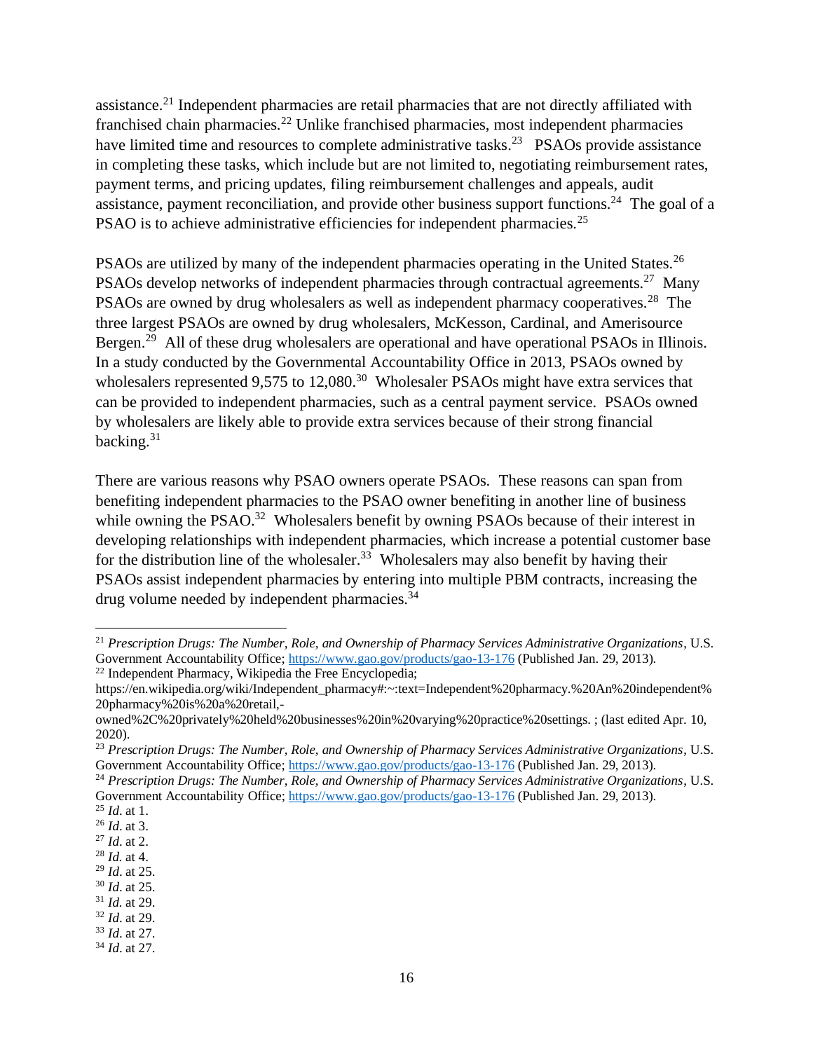assistance.[21] Independent pharmacies are retail pharmacies that are not directly affiliated with franchised chain pharmacies.[22] Unlike franchised pharmacies, most independent pharmacies have limited time and resources to complete administrative tasks.[23] PSAOs provide assistance in completing these tasks, which include but are not limited to, negotiating reimbursement rates, payment terms, and pricing updates, filing reimbursement challenges and appeals, audit assistance, payment reconciliation, and provide other business support functions.[24] The goal of a PSAO is to achieve administrative efficiencies for independent pharmacies.[25]

PSAOs are utilized by many of the independent pharmacies operating in the United States.[26] PSAOs develop networks of independent pharmacies through contractual agreements.[27] Many PSAOs are owned by drug wholesalers as well as independent pharmacy cooperatives.[28] The three largest PSAOs are owned by drug wholesalers, McKesson, Cardinal, and Amerisource Bergen.[29] All of these drug wholesalers are operational and have operational PSAOs in Illinois. In a study conducted by the Governmental Accountability Office in 2013, PSAOs owned by wholesalers represented 9,575 to 12,080.[30] Wholesaler PSAOs might have extra services that can be provided to independent pharmacies, such as a central payment service. PSAOs owned by wholesalers are likely able to provide extra services because of their strong financial backing.[31]

There are various reasons why PSAO owners operate PSAOs. These reasons can span from benefiting independent pharmacies to the PSAO owner benefiting in another line of business while owning the PSAO.[32] Wholesalers benefit by owning PSAOs because of their interest in developing relationships with independent pharmacies, which increase a potential customer base for the distribution line of the wholesaler.[33] Wholesalers may also benefit by having their PSAOs assist independent pharmacies by entering into multiple PBM contracts, increasing the drug volume needed by independent pharmacies.[34]

---

[21] *Prescription Drugs: The Number, Role, and Ownership of Pharmacy Services Administrative Organizations*, U.S. Government Accountability Office; https://www.gao.gov/products/gao-13-176 (Published Jan. 29, 2013).

[22] Independent Pharmacy, Wikipedia the Free Encyclopedia; https://en.wikipedia.org/wiki/Independent_pharmacy#:~:text=Independent%20pharmacy.%20An%20independent%20pharmacy%20is%20a%20retail,-owned%2C%20privately%20held%20businesses%20in%20varying%20practice%20settings. ; (last edited Apr. 10, 2020).

[23] *Prescription Drugs: The Number, Role, and Ownership of Pharmacy Services Administrative Organizations*, U.S. Government Accountability Office; https://www.gao.gov/products/gao-13-176 (Published Jan. 29, 2013).

[24] *Prescription Drugs: The Number, Role, and Ownership of Pharmacy Services Administrative Organizations*, U.S. Government Accountability Office; https://www.gao.gov/products/gao-13-176 (Published Jan. 29, 2013).

[25] *Id*. at 1.

[26] *Id*. at 3.

[27] *Id*. at 2.

[28] *Id.* at 4.

[29] *Id*. at 25.

[30] *Id*. at 25.

[31] *Id.* at 29.

[32] *Id*. at 29.

[33] *Id*. at 27.

[34] *Id*. at 27.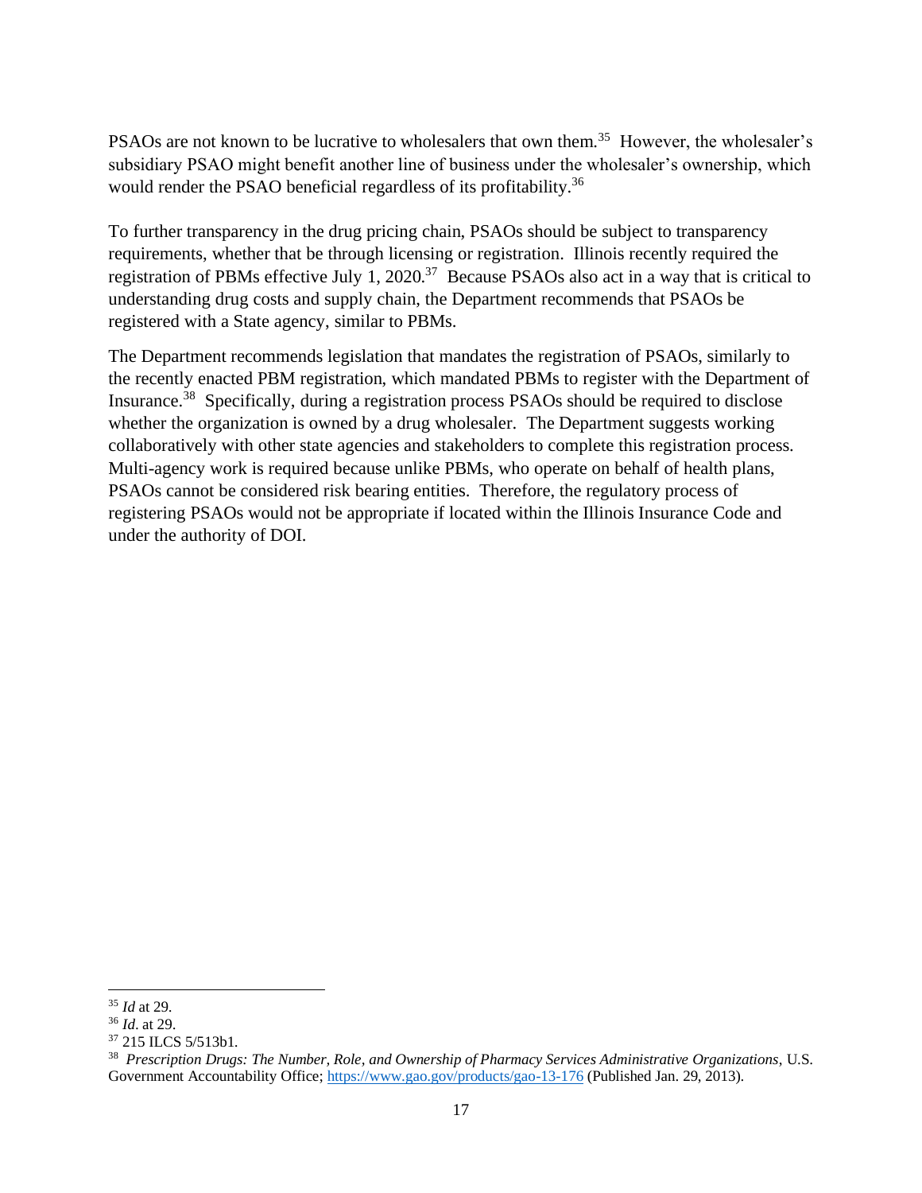PSAOs are not known to be lucrative to wholesalers that own them.[35] However, the wholesaler's subsidiary PSAO might benefit another line of business under the wholesaler's ownership, which would render the PSAO beneficial regardless of its profitability.[36]

To further transparency in the drug pricing chain, PSAOs should be subject to transparency requirements, whether that be through licensing or registration. Illinois recently required the registration of PBMs effective July 1, 2020.[37] Because PSAOs also act in a way that is critical to understanding drug costs and supply chain, the Department recommends that PSAOs be registered with a State agency, similar to PBMs.

The Department recommends legislation that mandates the registration of PSAOs, similarly to the recently enacted PBM registration, which mandated PBMs to register with the Department of Insurance.[38] Specifically, during a registration process PSAOs should be required to disclose whether the organization is owned by a drug wholesaler. The Department suggests working collaboratively with other state agencies and stakeholders to complete this registration process. Multi-agency work is required because unlike PBMs, who operate on behalf of health plans, PSAOs cannot be considered risk bearing entities. Therefore, the regulatory process of registering PSAOs would not be appropriate if located within the Illinois Insurance Code and under the authority of DOI.

---

[35] *Id* at 29.

[36] *Id*. at 29.

[37] 215 ILCS 5/513b1.

[38] *Prescription Drugs: The Number, Role, and Ownership of Pharmacy Services Administrative Organizations*, U.S. Government Accountability Office; https://www.gao.gov/products/gao-13-176 (Published Jan. 29, 2013).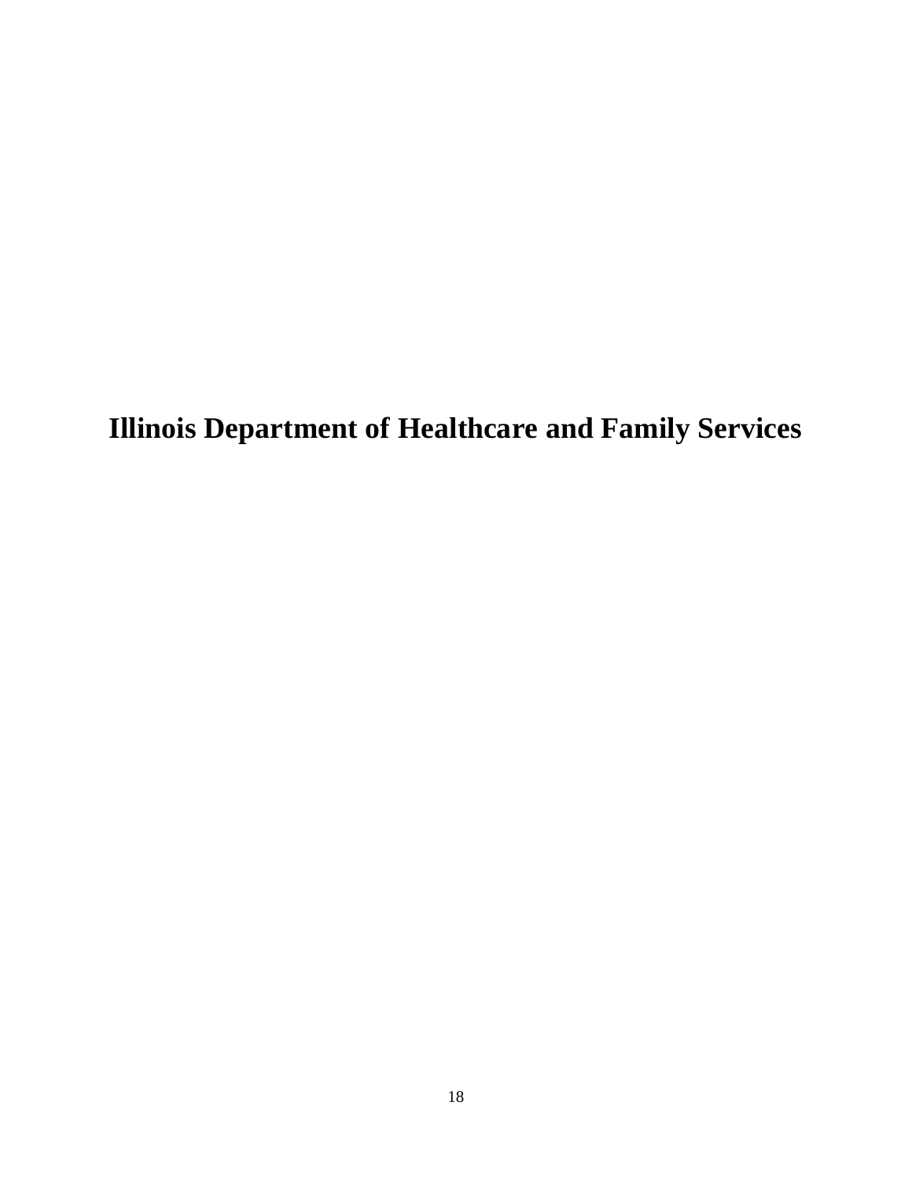# Illinois Department of Healthcare and Family Services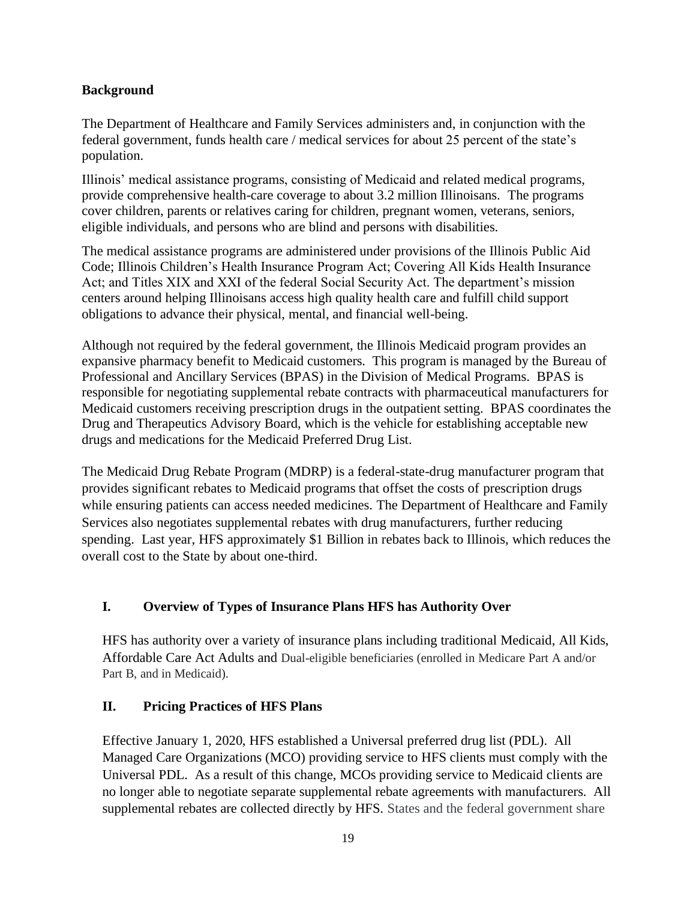## Background

The Department of Healthcare and Family Services administers and, in conjunction with the federal government, funds health care / medical services for about 25 percent of the state's population.

Illinois' medical assistance programs, consisting of Medicaid and related medical programs, provide comprehensive health-care coverage to about 3.2 million Illinoisans. The programs cover children, parents or relatives caring for children, pregnant women, veterans, seniors, eligible individuals, and persons who are blind and persons with disabilities.

The medical assistance programs are administered under provisions of the Illinois Public Aid Code; Illinois Children's Health Insurance Program Act; Covering All Kids Health Insurance Act; and Titles XIX and XXI of the federal Social Security Act. The department's mission centers around helping Illinoisans access high quality health care and fulfill child support obligations to advance their physical, mental, and financial well-being.

Although not required by the federal government, the Illinois Medicaid program provides an expansive pharmacy benefit to Medicaid customers. This program is managed by the Bureau of Professional and Ancillary Services (BPAS) in the Division of Medical Programs. BPAS is responsible for negotiating supplemental rebate contracts with pharmaceutical manufacturers for Medicaid customers receiving prescription drugs in the outpatient setting. BPAS coordinates the Drug and Therapeutics Advisory Board, which is the vehicle for establishing acceptable new drugs and medications for the Medicaid Preferred Drug List.

The Medicaid Drug Rebate Program (MDRP) is a federal-state-drug manufacturer program that provides significant rebates to Medicaid programs that offset the costs of prescription drugs while ensuring patients can access needed medicines. The Department of Healthcare and Family Services also negotiates supplemental rebates with drug manufacturers, further reducing spending. Last year, HFS approximately $1 Billion in rebates back to Illinois, which reduces the overall cost to the State by about one-third.

### I. Overview of Types of Insurance Plans HFS has Authority Over

HFS has authority over a variety of insurance plans including traditional Medicaid, All Kids, Affordable Care Act Adults and Dual-eligible beneficiaries (enrolled in Medicare Part A and/or Part B, and in Medicaid).

### II. Pricing Practices of HFS Plans

Effective January 1, 2020, HFS established a Universal preferred drug list (PDL). All Managed Care Organizations (MCO) providing service to HFS clients must comply with the Universal PDL. As a result of this change, MCOs providing service to Medicaid clients are no longer able to negotiate separate supplemental rebate agreements with manufacturers. All supplemental rebates are collected directly by HFS. States and the federal government share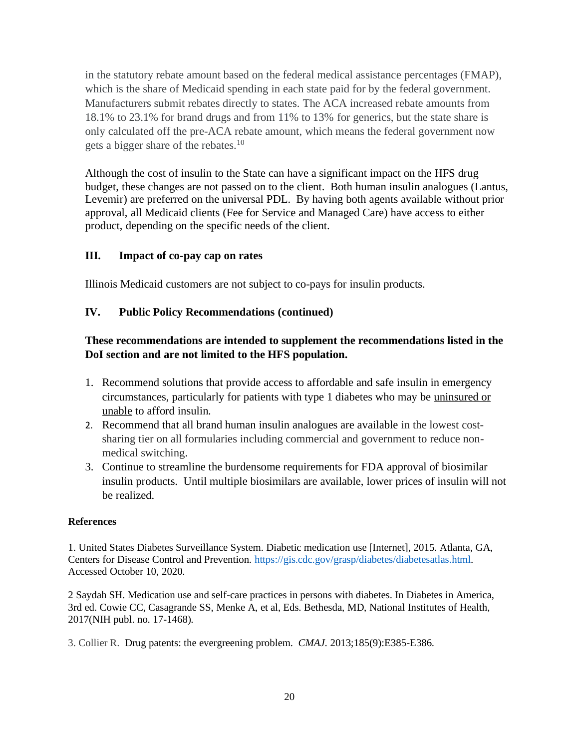in the statutory rebate amount based on the federal medical assistance percentages (FMAP), which is the share of Medicaid spending in each state paid for by the federal government. Manufacturers submit rebates directly to states. The ACA increased rebate amounts from 18.1% to 23.1% for brand drugs and from 11% to 13% for generics, but the state share is only calculated off the pre-ACA rebate amount, which means the federal government now gets a bigger share of the rebates.[10]

Although the cost of insulin to the State can have a significant impact on the HFS drug budget, these changes are not passed on to the client. Both human insulin analogues (Lantus, Levemir) are preferred on the universal PDL. By having both agents available without prior approval, all Medicaid clients (Fee for Service and Managed Care) have access to either product, depending on the specific needs of the client.

## III. Impact of co-pay cap on rates

Illinois Medicaid customers are not subject to co-pays for insulin products.

## IV. Public Policy Recommendations (continued)

**These recommendations are intended to supplement the recommendations listed in the DoI section and are not limited to the HFS population.**

1. Recommend solutions that provide access to affordable and safe insulin in emergency circumstances, particularly for patients with type 1 diabetes who may be <u>uninsured or unable</u> to afford insulin.
2. Recommend that all brand human insulin analogues are available in the lowest cost-sharing tier on all formularies including commercial and government to reduce non-medical switching.
3. Continue to streamline the burdensome requirements for FDA approval of biosimilar insulin products. Until multiple biosimilars are available, lower prices of insulin will not be realized.

**References**

1. United States Diabetes Surveillance System. Diabetic medication use [Internet], 2015. Atlanta, GA, Centers for Disease Control and Prevention. https://gis.cdc.gov/grasp/diabetes/diabetesatlas.html. Accessed October 10, 2020.

2 Saydah SH. Medication use and self-care practices in persons with diabetes. In Diabetes in America, 3rd ed. Cowie CC, Casagrande SS, Menke A, et al, Eds. Bethesda, MD, National Institutes of Health, 2017(NIH publ. no. 17-1468).

3. Collier R. Drug patents: the evergreening problem. *CMAJ*. 2013;185(9):E385-E386.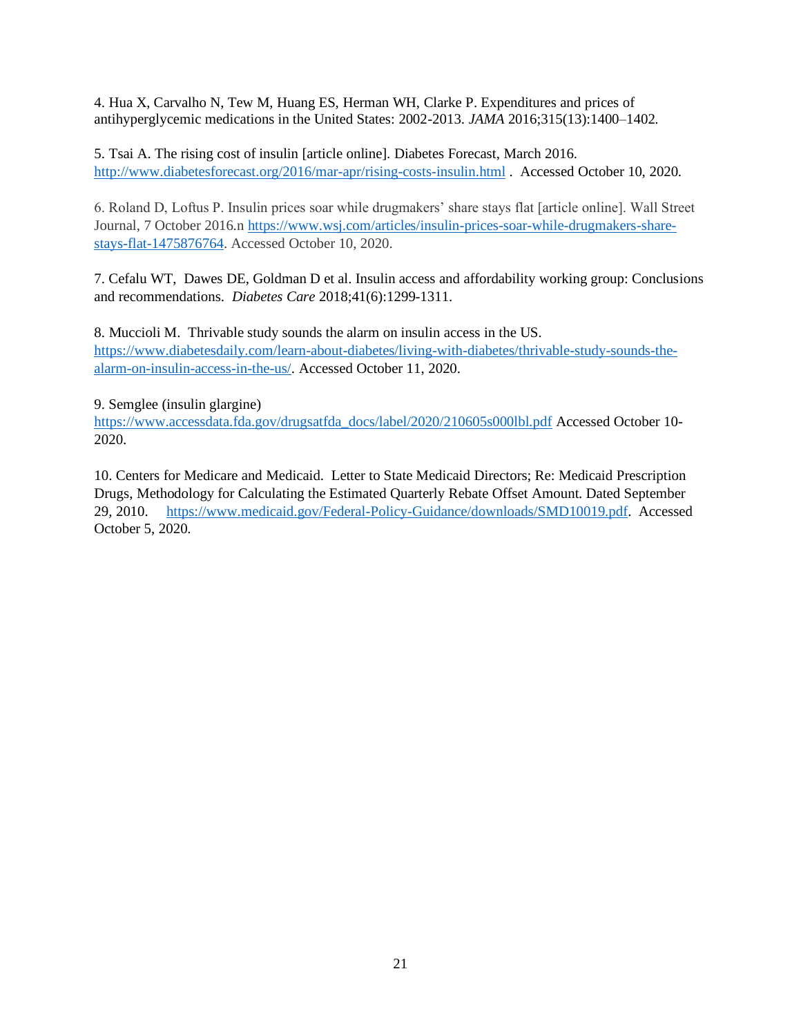4. Hua X, Carvalho N, Tew M, Huang ES, Herman WH, Clarke P. Expenditures and prices of antihyperglycemic medications in the United States: 2002-2013. *JAMA* 2016;315(13):1400–1402.

5. Tsai A. The rising cost of insulin [article online]. Diabetes Forecast, March 2016. http://www.diabetesforecast.org/2016/mar-apr/rising-costs-insulin.html . Accessed October 10, 2020.

6. Roland D, Loftus P. Insulin prices soar while drugmakers' share stays flat [article online]. Wall Street Journal, 7 October 2016.n https://www.wsj.com/articles/insulin-prices-soar-while-drugmakers-share-stays-flat-1475876764. Accessed October 10, 2020.

7. Cefalu WT, Dawes DE, Goldman D et al. Insulin access and affordability working group: Conclusions and recommendations. *Diabetes Care* 2018;41(6):1299-1311.

8. Muccioli M. Thrivable study sounds the alarm on insulin access in the US. https://www.diabetesdaily.com/learn-about-diabetes/living-with-diabetes/thrivable-study-sounds-the-alarm-on-insulin-access-in-the-us/. Accessed October 11, 2020.

9. Semglee (insulin glargine) https://www.accessdata.fda.gov/drugsatfda_docs/label/2020/210605s000lbl.pdf Accessed October 10-2020.

10. Centers for Medicare and Medicaid. Letter to State Medicaid Directors; Re: Medicaid Prescription Drugs, Methodology for Calculating the Estimated Quarterly Rebate Offset Amount. Dated September 29, 2010. https://www.medicaid.gov/Federal-Policy-Guidance/downloads/SMD10019.pdf. Accessed October 5, 2020.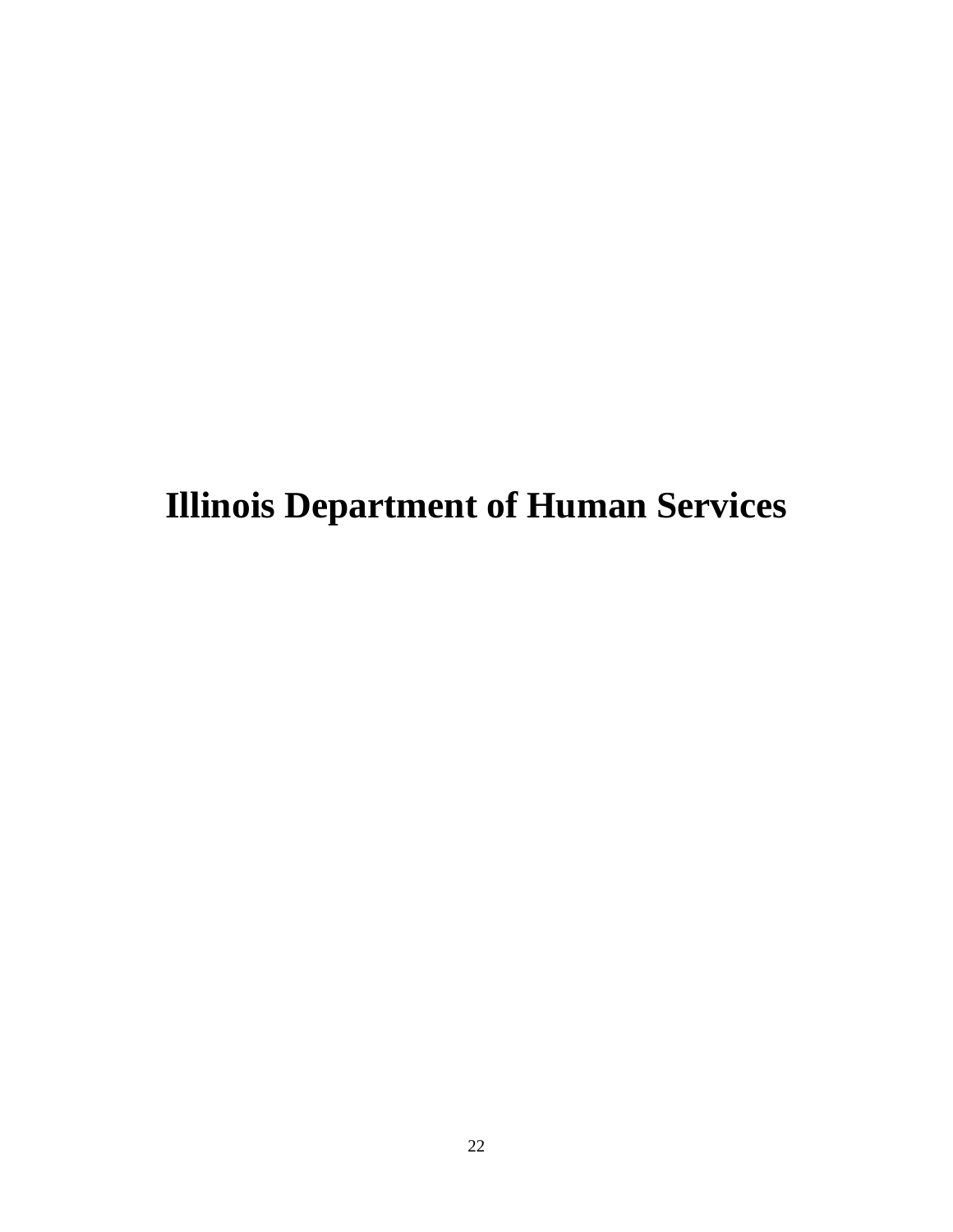# Illinois Department of Human Services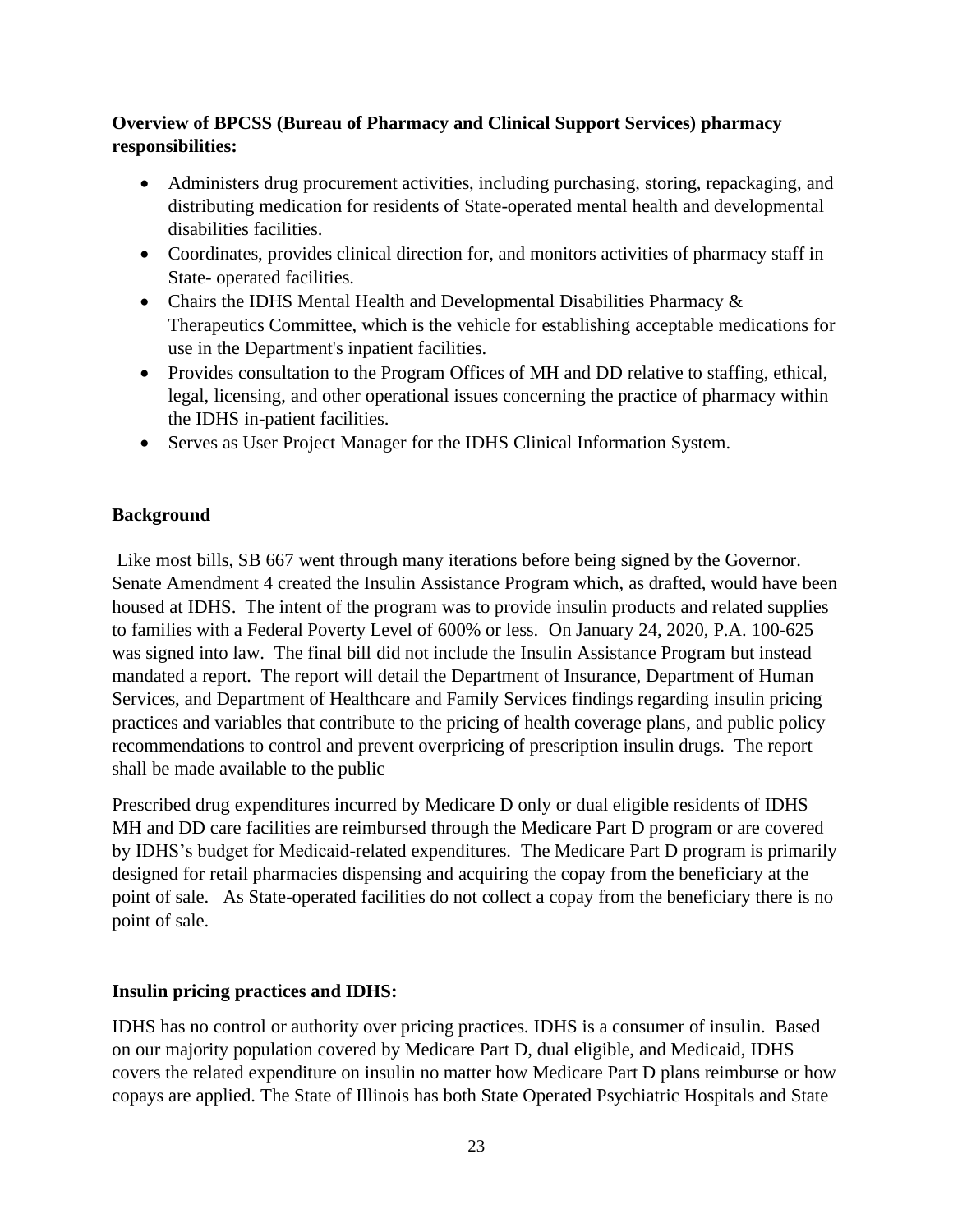**Overview of BPCSS (Bureau of Pharmacy and Clinical Support Services) pharmacy responsibilities:**

- Administers drug procurement activities, including purchasing, storing, repackaging, and distributing medication for residents of State-operated mental health and developmental disabilities facilities.
- Coordinates, provides clinical direction for, and monitors activities of pharmacy staff in State- operated facilities.
- Chairs the IDHS Mental Health and Developmental Disabilities Pharmacy & Therapeutics Committee, which is the vehicle for establishing acceptable medications for use in the Department's inpatient facilities.
- Provides consultation to the Program Offices of MH and DD relative to staffing, ethical, legal, licensing, and other operational issues concerning the practice of pharmacy within the IDHS in-patient facilities.
- Serves as User Project Manager for the IDHS Clinical Information System.

**Background**

Like most bills, SB 667 went through many iterations before being signed by the Governor. Senate Amendment 4 created the Insulin Assistance Program which, as drafted, would have been housed at IDHS. The intent of the program was to provide insulin products and related supplies to families with a Federal Poverty Level of 600% or less. On January 24, 2020, P.A. 100-625 was signed into law. The final bill did not include the Insulin Assistance Program but instead mandated a report. The report will detail the Department of Insurance, Department of Human Services, and Department of Healthcare and Family Services findings regarding insulin pricing practices and variables that contribute to the pricing of health coverage plans, and public policy recommendations to control and prevent overpricing of prescription insulin drugs. The report shall be made available to the public

Prescribed drug expenditures incurred by Medicare D only or dual eligible residents of IDHS MH and DD care facilities are reimbursed through the Medicare Part D program or are covered by IDHS's budget for Medicaid-related expenditures. The Medicare Part D program is primarily designed for retail pharmacies dispensing and acquiring the copay from the beneficiary at the point of sale. As State-operated facilities do not collect a copay from the beneficiary there is no point of sale.

**Insulin pricing practices and IDHS:**

IDHS has no control or authority over pricing practices. IDHS is a consumer of insulin. Based on our majority population covered by Medicare Part D, dual eligible, and Medicaid, IDHS covers the related expenditure on insulin no matter how Medicare Part D plans reimburse or how copays are applied. The State of Illinois has both State Operated Psychiatric Hospitals and State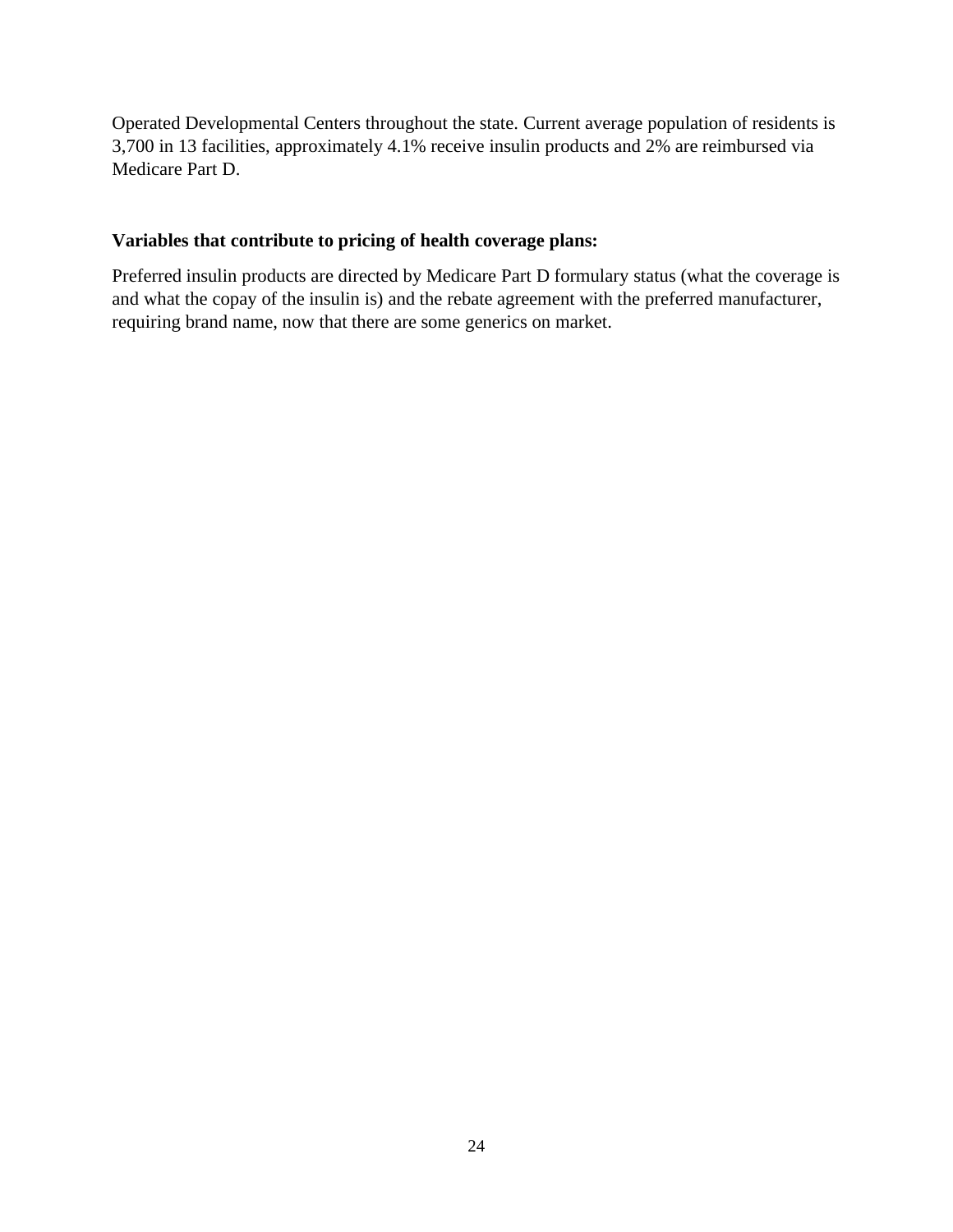Operated Developmental Centers throughout the state. Current average population of residents is 3,700 in 13 facilities, approximately 4.1% receive insulin products and 2% are reimbursed via Medicare Part D.

**Variables that contribute to pricing of health coverage plans:**

Preferred insulin products are directed by Medicare Part D formulary status (what the coverage is and what the copay of the insulin is) and the rebate agreement with the preferred manufacturer, requiring brand name, now that there are some generics on market.